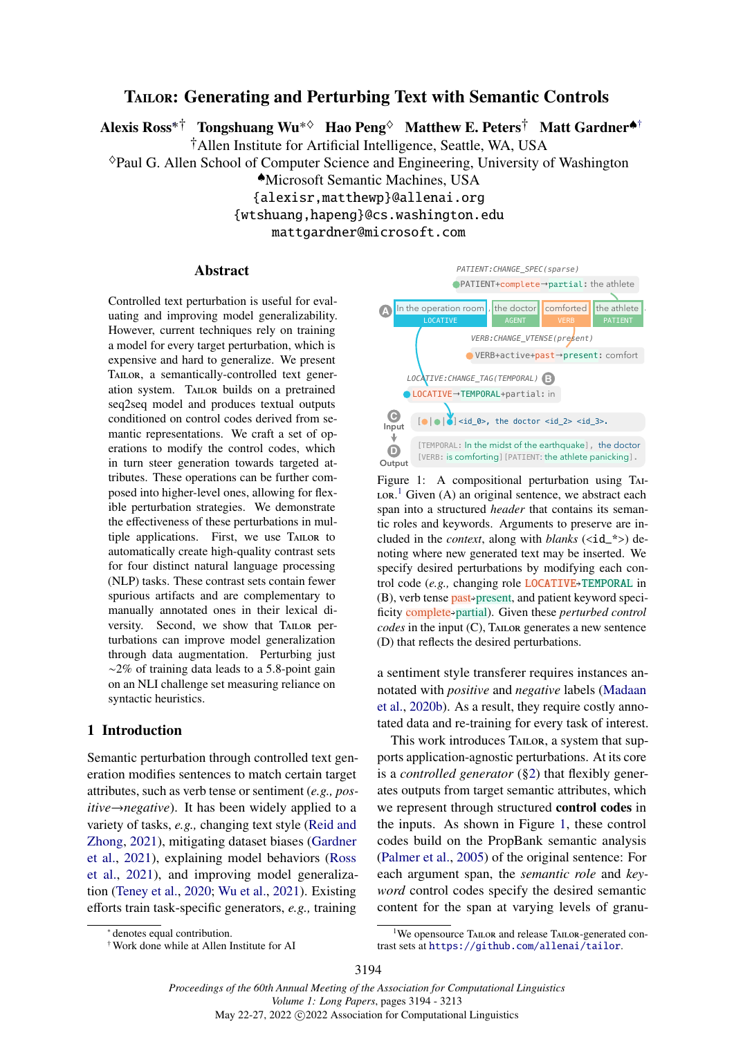# TAILOR: Generating and Perturbing Text with Semantic Controls

**Alexis Ross**[*†] **Tongshuang Wu**[*◇] **Hao Peng**[◇] **Matthew E. Peters**[†] **Matt Gardner**[♠†]

[†]Allen Institute for Artificial Intelligence, Seattle, WA, USA
[◇]Paul G. Allen School of Computer Science and Engineering, University of Washington
[♠]Microsoft Semantic Machines, USA
{alexisr,matthewp}@allenai.org
{wtshuang,hapeng}@cs.washington.edu
mattgardner@microsoft.com

## Abstract

Controlled text perturbation is useful for evaluating and improving model generalizability. However, current techniques rely on training a model for every target perturbation, which is expensive and hard to generalize. We present TAILOR, a semantically-controlled text generation system. TAILOR builds on a pretrained seq2seq model and produces textual outputs conditioned on control codes derived from semantic representations. We craft a set of operations to modify the control codes, which in turn steer generation towards targeted attributes. These operations can be further composed into higher-level ones, allowing for flexible perturbation strategies. We demonstrate the effectiveness of these perturbations in multiple applications. First, we use TAILOR to automatically create high-quality contrast sets for four distinct natural language processing (NLP) tasks. These contrast sets contain fewer spurious artifacts and are complementary to manually annotated ones in their lexical diversity. Second, we show that TAILOR perturbations can improve model generalization through data augmentation. Perturbing just ~2% of training data leads to a 5.8-point gain on an NLI challenge set measuring reliance on syntactic heuristics.

PATIENT:CHANGE_SPEC(sparse)
PATIENT+complete→partial: the athlete

(A) [In the operation room | LOCATIVE], [the doctor | AGENT] [comforted | VERB] [the athlete | PATIENT].

VERB:CHANGE_VTENSE(present)
VERB+active+past→present: comfort

LOCATIVE:CHANGE_TAG(TEMPORAL) (B)
LOCATIVE→TEMPORAL+partial: in

(C) Input: [ | | ] <id_0>, the doctor <id_2> <id_3>.

(D) Output: [TEMPORAL: In the midst of the earthquake], the doctor [VERB: is comforting] [PATIENT: the athlete panicking].

Figure 1: A compositional perturbation using TAILOR.[1] Given (A) an original sentence, we abstract each span into a structured *header* that contains its semantic roles and keywords. Arguments to preserve are included in the *context*, along with *blanks* (<id_*>) denoting where new generated text may be inserted. We specify desired perturbations by modifying each control code (*e.g.,* changing role LOCATIVE→TEMPORAL in (B), verb tense past→present, and patient keyword specificity complete→partial). Given these *perturbed control codes* in the input (C), TAILOR generates a new sentence (D) that reflects the desired perturbations.

## 1 Introduction

Semantic perturbation through controlled text generation modifies sentences to match certain target attributes, such as verb tense or sentiment (*e.g., positive→negative*). It has been widely applied to a variety of tasks, *e.g.,* changing text style (Reid and Zhong, 2021), mitigating dataset biases (Gardner et al., 2021), explaining model behaviors (Ross et al., 2021), and improving model generalization (Teney et al., 2020; Wu et al., 2021). Existing efforts train task-specific generators, *e.g.,* training a sentiment style transferer requires instances annotated with *positive* and *negative* labels (Madaan et al., 2020b). As a result, they require costly annotated data and re-training for every task of interest.

This work introduces TAILOR, a system that supports application-agnostic perturbations. At its core is a *controlled generator* (§2) that flexibly generates outputs from target semantic attributes, which we represent through structured **control codes** in the inputs. As shown in Figure 1, these control codes build on the PropBank semantic analysis (Palmer et al., 2005) of the original sentence: For each argument span, the *semantic role* and *keyword* control codes specify the desired semantic content for the span at varying levels of granu-

[*] denotes equal contribution.
[†] Work done while at Allen Institute for AI

[1]We opensource TAILOR and release TAILOR-generated contrast sets at https://github.com/allenai/tailor.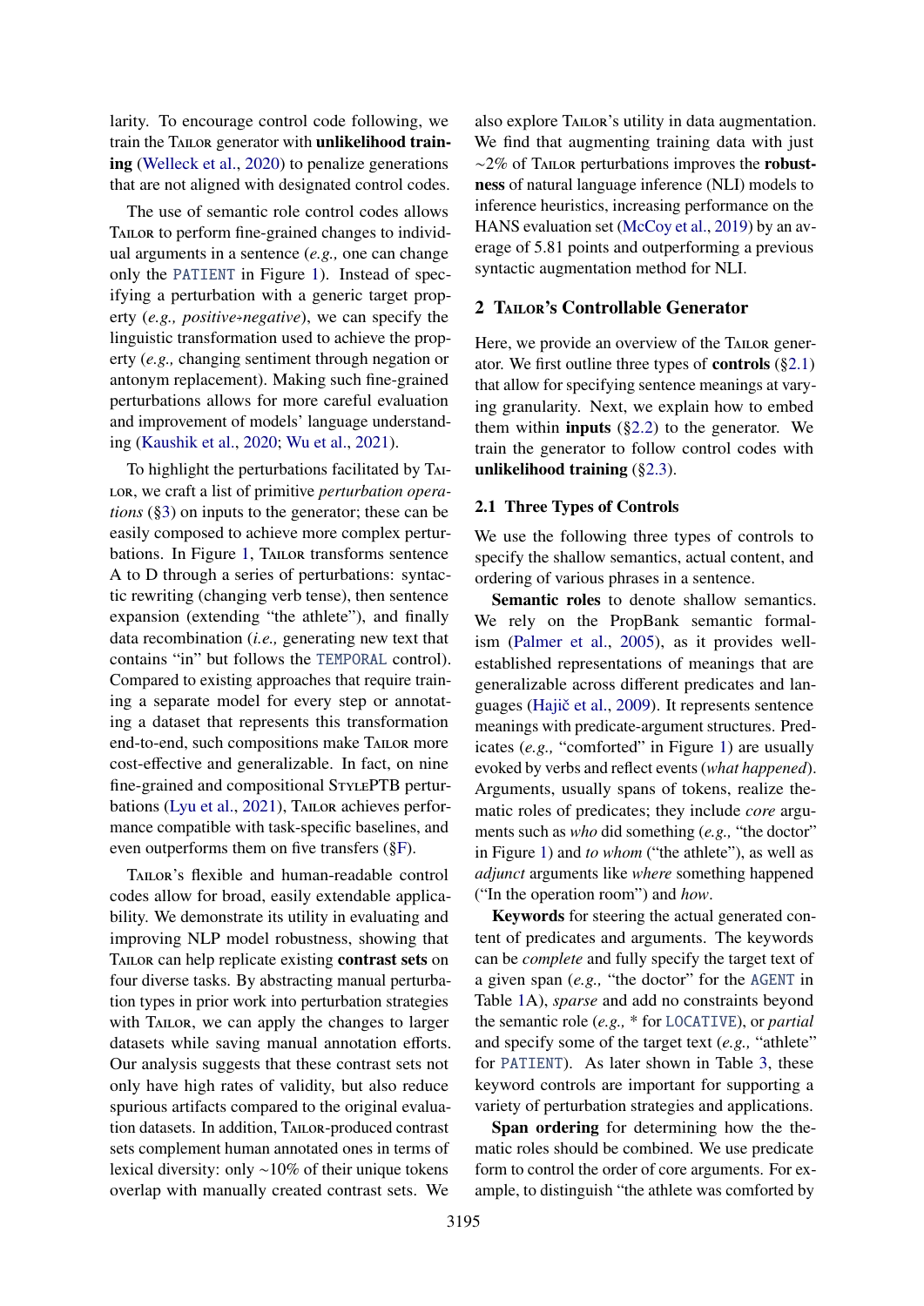larity. To encourage control code following, we train the TAILOR generator with **unlikelihood training** (Welleck et al., 2020) to penalize generations that are not aligned with designated control codes.

The use of semantic role control codes allows TAILOR to perform fine-grained changes to individual arguments in a sentence (*e.g.,* one can change only the `PATIENT` in Figure 1). Instead of specifying a perturbation with a generic target property (*e.g., positive→negative*), we can specify the linguistic transformation used to achieve the property (*e.g.,* changing sentiment through negation or antonym replacement). Making such fine-grained perturbations allows for more careful evaluation and improvement of models' language understanding (Kaushik et al., 2020; Wu et al., 2021).

To highlight the perturbations facilitated by TAILOR, we craft a list of primitive *perturbation operations* (§3) on inputs to the generator; these can be easily composed to achieve more complex perturbations. In Figure 1, TAILOR transforms sentence A to D through a series of perturbations: syntactic rewriting (changing verb tense), then sentence expansion (extending "the athlete"), and finally data recombination (*i.e.,* generating new text that contains "in" but follows the `TEMPORAL` control). Compared to existing approaches that require training a separate model for every step or annotating a dataset that represents this transformation end-to-end, such compositions make TAILOR more cost-effective and generalizable. In fact, on nine fine-grained and compositional STYLEPTB perturbations (Lyu et al., 2021), TAILOR achieves performance compatible with task-specific baselines, and even outperforms them on five transfers (§F).

TAILOR's flexible and human-readable control codes allow for broad, easily extendable applicability. We demonstrate its utility in evaluating and improving NLP model robustness, showing that TAILOR can help replicate existing **contrast sets** on four diverse tasks. By abstracting manual perturbation types in prior work into perturbation strategies with TAILOR, we can apply the changes to larger datasets while saving manual annotation efforts. Our analysis suggests that these contrast sets not only have high rates of validity, but also reduce spurious artifacts compared to the original evaluation datasets. In addition, TAILOR-produced contrast sets complement human annotated ones in terms of lexical diversity: only ~10% of their unique tokens overlap with manually created contrast sets. We also explore TAILOR's utility in data augmentation. We find that augmenting training data with just ~2% of TAILOR perturbations improves the **robustness** of natural language inference (NLI) models to inference heuristics, increasing performance on the HANS evaluation set (McCoy et al., 2019) by an average of 5.81 points and outperforming a previous syntactic augmentation method for NLI.

## 2 TAILOR's Controllable Generator

Here, we provide an overview of the TAILOR generator. We first outline three types of **controls** (§2.1) that allow for specifying sentence meanings at varying granularity. Next, we explain how to embed them within **inputs** (§2.2) to the generator. We train the generator to follow control codes with **unlikelihood training** (§2.3).

### 2.1 Three Types of Controls

We use the following three types of controls to specify the shallow semantics, actual content, and ordering of various phrases in a sentence.

**Semantic roles** to denote shallow semantics. We rely on the PropBank semantic formalism (Palmer et al., 2005), as it provides well-established representations of meanings that are generalizable across different predicates and languages (Hajič et al., 2009). It represents sentence meanings with predicate-argument structures. Predicates (*e.g.,* "comforted" in Figure 1) are usually evoked by verbs and reflect events (*what happened*). Arguments, usually spans of tokens, realize thematic roles of predicates; they include *core* arguments such as *who* did something (*e.g.,* "the doctor" in Figure 1) and *to whom* ("the athlete"), as well as *adjunct* arguments like *where* something happened ("In the operation room") and *how*.

**Keywords** for steering the actual generated content of predicates and arguments. The keywords can be *complete* and fully specify the target text of a given span (*e.g.,* "the doctor" for the `AGENT` in Table 1A), *sparse* and add no constraints beyond the semantic role (*e.g.,* * for `LOCATIVE`), or *partial* and specify some of the target text (*e.g.,* "athlete" for `PATIENT`). As later shown in Table 3, these keyword controls are important for supporting a variety of perturbation strategies and applications.

**Span ordering** for determining how the thematic roles should be combined. We use predicate form to control the order of core arguments. For example, to distinguish "the athlete was comforted by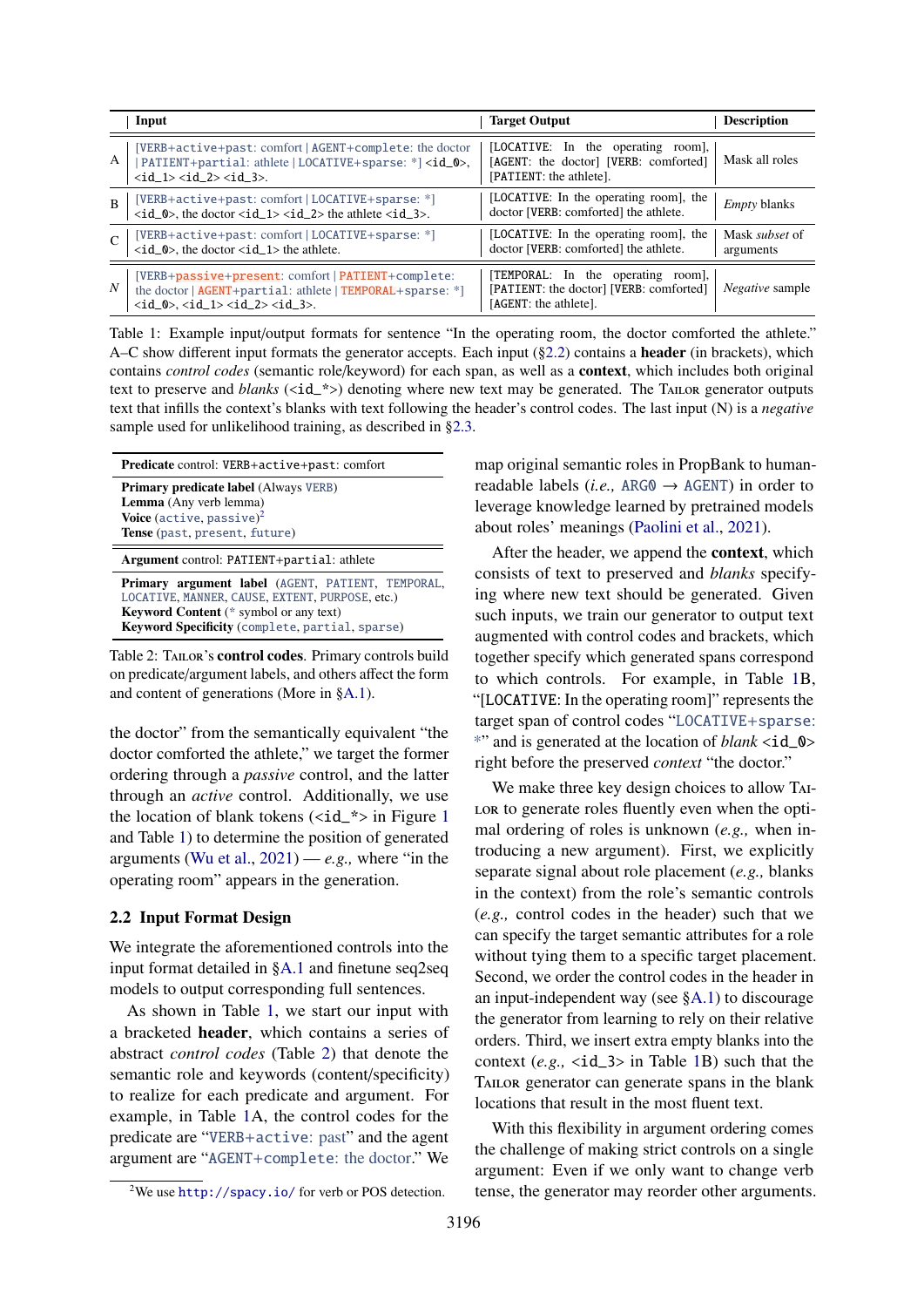| | Input | Target Output | Description |
|---|---|---|---|
| A | [VERB+active+past: comfort \| AGENT+complete: the doctor \| PATIENT+partial: athlete \| LOCATIVE+sparse: *] <id_0>, <id_1> <id_2> <id_3>. | [LOCATIVE: In the operating room], [AGENT: the doctor] [VERB: comforted] [PATIENT: the athlete]. | Mask all roles |
| B | [VERB+active+past: comfort \| LOCATIVE+sparse: *] <id_0>, the doctor <id_1> <id_2> the athlete <id_3>. | [LOCATIVE: In the operating room], the doctor [VERB: comforted] the athlete. | *Empty* blanks |
| C | [VERB+active+past: comfort \| LOCATIVE+sparse: *] <id_0>, the doctor <id_1> the athlete. | [LOCATIVE: In the operating room], the doctor [VERB: comforted] the athlete. | Mask *subset* of arguments |
| *N* | [VERB+passive+present: comfort \| PATIENT+complete: the doctor \| AGENT+partial: athlete \| TEMPORAL+sparse: *] <id_0>, <id_1> <id_2> <id_3>. | [TEMPORAL: In the operating room], [PATIENT: the doctor] [VERB: comforted] [AGENT: the athlete]. | *Negative* sample |

Table 1: Example input/output formats for sentence "In the operating room, the doctor comforted the athlete." A–C show different input formats the generator accepts. Each input (§2.2) contains a **header** (in brackets), which contains *control codes* (semantic role/keyword) for each span, as well as a **context**, which includes both original text to preserve and *blanks* (<id_*>) denoting where new text may be generated. The Tailor generator outputs text that infills the context's blanks with text following the header's control codes. The last input (N) is a *negative* sample used for unlikelihood training, as described in §2.3.

| **Predicate** control: VERB+active+past: comfort |
|---|
| **Primary predicate label** (Always VERB)<br>**Lemma** (Any verb lemma)<br>**Voice** (active, passive)[2]<br>**Tense** (past, present, future) |
| **Argument** control: PATIENT+partial: athlete |
| **Primary argument label** (AGENT, PATIENT, TEMPORAL, LOCATIVE, MANNER, CAUSE, EXTENT, PURPOSE, etc.)<br>**Keyword Content** (* symbol or any text)<br>**Keyword Specificity** (complete, partial, sparse) |

Table 2: Tailor's **control codes**. Primary controls build on predicate/argument labels, and others affect the form and content of generations (More in §A.1).

the doctor" from the semantically equivalent "the doctor comforted the athlete," we target the former ordering through a *passive* control, and the latter through an *active* control. Additionally, we use the location of blank tokens (<id_*> in Figure 1 and Table 1) to determine the position of generated arguments (Wu et al., 2021) — *e.g.,* where "in the operating room" appears in the generation.

## 2.2 Input Format Design

We integrate the aforementioned controls into the input format detailed in §A.1 and finetune seq2seq models to output corresponding full sentences.

As shown in Table 1, we start our input with a bracketed **header**, which contains a series of abstract *control codes* (Table 2) that denote the semantic role and keywords (content/specificity) to realize for each predicate and argument. For example, in Table 1A, the control codes for the predicate are "VERB+active: past" and the agent argument are "AGENT+complete: the doctor." We map original semantic roles in PropBank to human-readable labels (*i.e.,* ARG0 → AGENT) in order to leverage knowledge learned by pretrained models about roles' meanings (Paolini et al., 2021).

After the header, we append the **context**, which consists of text to preserved and *blanks* specifying where new text should be generated. Given such inputs, we train our generator to output text augmented with control codes and brackets, which together specify which generated spans correspond to which controls. For example, in Table 1B, "[LOCATIVE: In the operating room]" represents the target span of control codes "LOCATIVE+sparse: *" and is generated at the location of *blank* <id_0> right before the preserved *context* "the doctor."

We make three key design choices to allow Tailor to generate roles fluently even when the optimal ordering of roles is unknown (*e.g.,* when introducing a new argument). First, we explicitly separate signal about role placement (*e.g.,* blanks in the context) from the role's semantic controls (*e.g.,* control codes in the header) such that we can specify the target semantic attributes for a role without tying them to a specific target placement. Second, we order the control codes in the header in an input-independent way (see §A.1) to discourage the generator from learning to rely on their relative orders. Third, we insert extra empty blanks into the context (*e.g.,* <id_3> in Table 1B) such that the Tailor generator can generate spans in the blank locations that result in the most fluent text.

With this flexibility in argument ordering comes the challenge of making strict controls on a single argument: Even if we only want to change verb tense, the generator may reorder other arguments.

[2] We use http://spacy.io/ for verb or POS detection.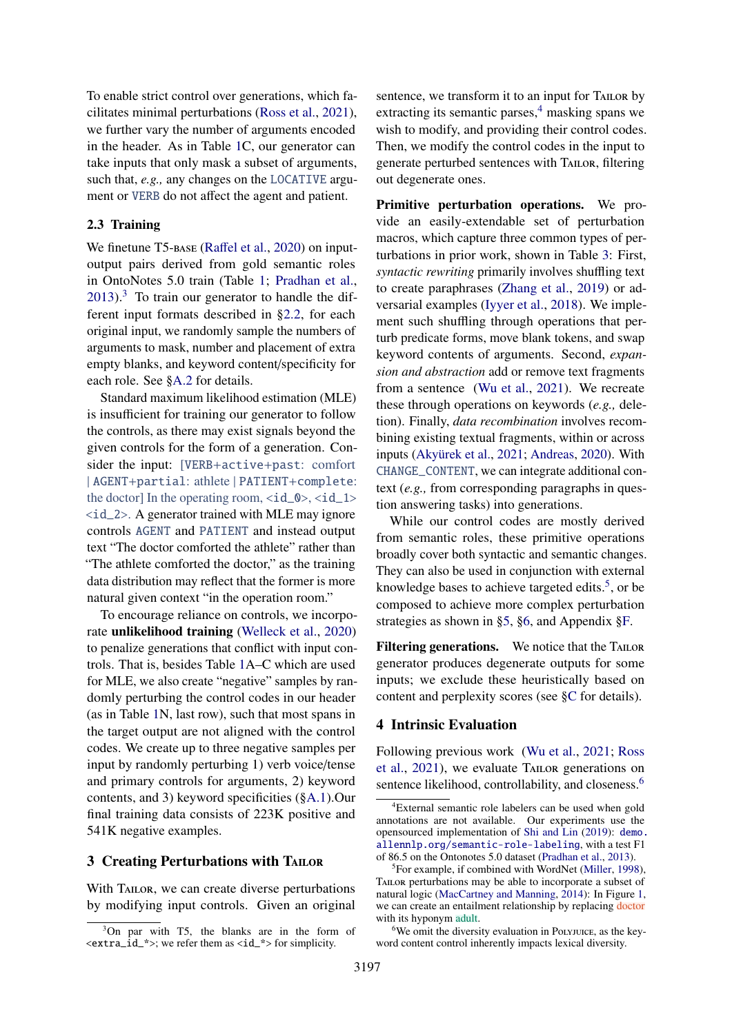To enable strict control over generations, which facilitates minimal perturbations (Ross et al., 2021), we further vary the number of arguments encoded in the header. As in Table 1C, our generator can take inputs that only mask a subset of arguments, such that, *e.g.,* any changes on the `LOCATIVE` argument or `VERB` do not affect the agent and patient.

## 2.3 Training

We finetune T5-BASE (Raffel et al., 2020) on input-output pairs derived from gold semantic roles in OntoNotes 5.0 train (Table 1; Pradhan et al., 2013).[3] To train our generator to handle the different input formats described in §2.2, for each original input, we randomly sample the numbers of arguments to mask, number and placement of extra empty blanks, and keyword content/specificity for each role. See §A.2 for details.

Standard maximum likelihood estimation (MLE) is insufficient for training our generator to follow the controls, as there may exist signals beyond the given controls for the form of a generation. Consider the input: [`VERB+active+past`: comfort | `AGENT+partial`: athlete | `PATIENT+complete`: the doctor] In the operating room, `<id_0>`, `<id_1>` `<id_2>`. A generator trained with MLE may ignore controls `AGENT` and `PATIENT` and instead output text "The doctor comforted the athlete" rather than "The athlete comforted the doctor," as the training data distribution may reflect that the former is more natural given context "in the operation room."

To encourage reliance on controls, we incorporate **unlikelihood training** (Welleck et al., 2020) to penalize generations that conflict with input controls. That is, besides Table 1A–C which are used for MLE, we also create "negative" samples by randomly perturbing the control codes in our header (as in Table 1N, last row), such that most spans in the target output are not aligned with the control codes. We create up to three negative samples per input by randomly perturbing 1) verb voice/tense and primary controls for arguments, 2) keyword contents, and 3) keyword specificities (§A.1).Our final training data consists of 223K positive and 541K negative examples.

# 3 Creating Perturbations with TAILOR

With TAILOR, we can create diverse perturbations by modifying input controls. Given an original sentence, we transform it to an input for TAILOR by extracting its semantic parses,[4] masking spans we wish to modify, and providing their control codes. Then, we modify the control codes in the input to generate perturbed sentences with TAILOR, filtering out degenerate ones.

**Primitive perturbation operations.** We provide an easily-extendable set of perturbation macros, which capture three common types of perturbations in prior work, shown in Table 3: First, *syntactic rewriting* primarily involves shuffling text to create paraphrases (Zhang et al., 2019) or adversarial examples (Iyyer et al., 2018). We implement such shuffling through operations that perturb predicate forms, move blank tokens, and swap keyword contents of arguments. Second, *expansion and abstraction* add or remove text fragments from a sentence (Wu et al., 2021). We recreate these through operations on keywords (*e.g.,* deletion). Finally, *data recombination* involves recombining existing textual fragments, within or across inputs (Akyürek et al., 2021; Andreas, 2020). With `CHANGE_CONTENT`, we can integrate additional context (*e.g.,* from corresponding paragraphs in question answering tasks) into generations.

While our control codes are mostly derived from semantic roles, these primitive operations broadly cover both syntactic and semantic changes. They can also be used in conjunction with external knowledge bases to achieve targeted edits.[5], or be composed to achieve more complex perturbation strategies as shown in §5, §6, and Appendix §F.

**Filtering generations.** We notice that the TAILOR generator produces degenerate outputs for some inputs; we exclude these heuristically based on content and perplexity scores (see §C for details).

# 4 Intrinsic Evaluation

Following previous work (Wu et al., 2021; Ross et al., 2021), we evaluate TAILOR generations on sentence likelihood, controllability, and closeness.[6]

[3] On par with T5, the blanks are in the form of `<extra_id_*>`; we refer them as `<id_*>` for simplicity.

[4] External semantic role labelers can be used when gold annotations are not available. Our experiments use the opensourced implementation of Shi and Lin (2019): `demo.allennlp.org/semantic-role-labeling`, with a test F1 of 86.5 on the Ontonotes 5.0 dataset (Pradhan et al., 2013).

[5] For example, if combined with WordNet (Miller, 1998), TAILOR perturbations may be able to incorporate a subset of natural logic (MacCartney and Manning, 2014): In Figure 1, we can create an entailment relationship by replacing doctor with its hyponym adult.

[6] We omit the diversity evaluation in POLYJUICE, as the keyword content control inherently impacts lexical diversity.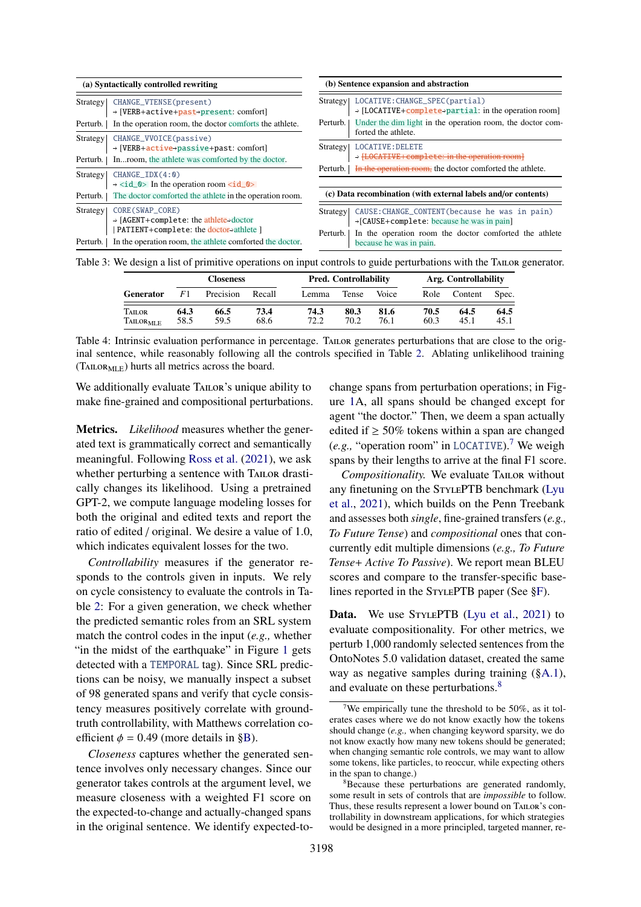**(a) Syntactically controlled rewriting**

| | |
|---|---|
| Strategy | `CHANGE_VTENSE(present)` → [VERB+active+~~past~~→present: comfort] |
| Perturb. | In the operation room, the doctor comforts the athlete. |
| Strategy | `CHANGE_VVOICE(passive)` → [VERB+~~active~~→passive+past: comfort] |
| Perturb. | In...room, the athlete was comforted by the doctor. |
| Strategy | `CHANGE_IDX(4:0)` → <id_0> In the operation room ~~<id_0>~~ |
| Perturb. | The doctor comforted the athlete in the operation room. |
| Strategy | `CORE(SWAP_CORE)` → [AGENT+complete: the ~~athlete~~→doctor \| PATIENT+complete: the ~~doctor~~→athlete ] |
| Perturb. | In the operation room, the athlete comforted the doctor. |

**(b) Sentence expansion and abstraction**

| | |
|---|---|
| Strategy | `LOCATIVE:CHANGE_SPEC(partial)` → [LOCATIVE+~~complete~~→partial: in the operation room] |
| Perturb. | Under the dim light in the operation room, the doctor comforted the athlete. |
| Strategy | `LOCATIVE:DELETE` → ~~[LOCATIVE+complete: in the operation room]~~ |
| Perturb. | ~~In the operation room,~~ the doctor comforted the athlete. |

**(c) Data recombination (with external labels and/or contents)**

| | |
|---|---|
| Strategy | `CAUSE:CHANGE_CONTENT(because he was in pain)` →[CAUSE+complete: because he was in pain] |
| Perturb. | In the operation room the doctor comforted the athlete because he was in pain. |

Table 3: We design a list of primitive operations on input controls to guide perturbations with the TAILOR generator.

| Generator | Closeness | | | Pred. Controllability | | | Arg. Controllability | | |
|---|---|---|---|---|---|---|---|---|---|
| | $F1$ | Precision | Recall | Lemma | Tense | Voice | Role | Content | Spec. |
| TAILOR | **64.3** | **66.5** | **73.4** | **74.3** | **80.3** | **81.6** | **70.5** | **64.5** | **64.5** |
| $\text{TAILOR}_{\text{MLE}}$ | 58.5 | 59.5 | 68.6 | 72.2 | 70.2 | 76.1 | 60.3 | 45.1 | 45.1 |

Table 4: Intrinsic evaluation performance in percentage. TAILOR generates perturbations that are close to the original sentence, while reasonably following all the controls specified in Table 2. Ablating unlikelihood training ($\text{TAILOR}_{\text{MLE}}$) hurts all metrics across the board.

We additionally evaluate TAILOR's unique ability to make fine-grained and compositional perturbations.

**Metrics.** *Likelihood* measures whether the generated text is grammatically correct and semantically meaningful. Following Ross et al. (2021), we ask whether perturbing a sentence with TAILOR drastically changes its likelihood. Using a pretrained GPT-2, we compute language modeling losses for both the original and edited texts and report the ratio of edited / original. We desire a value of 1.0, which indicates equivalent losses for the two.

*Controllability* measures if the generator responds to the controls given in inputs. We rely on cycle consistency to evaluate the controls in Table 2: For a given generation, we check whether the predicted semantic roles from an SRL system match the control codes in the input (*e.g.,* whether "in the midst of the earthquake" in Figure 1 gets detected with a `TEMPORAL` tag). Since SRL predictions can be noisy, we manually inspect a subset of 98 generated spans and verify that cycle consistency measures positively correlate with ground-truth controllability, with Matthews correlation coefficient $\phi = 0.49$ (more details in §B).

*Closeness* captures whether the generated sentence involves only necessary changes. Since our generator takes controls at the argument level, we measure closeness with a weighted F1 score on the expected-to-change and actually-changed spans in the original sentence. We identify expected-to-change spans from perturbation operations; in Figure 1A, all spans should be changed except for agent "the doctor." Then, we deem a span actually edited if ≥ 50% tokens within a span are changed (*e.g.,* "operation room" in `LOCATIVE`).[7] We weigh spans by their lengths to arrive at the final F1 score.

*Compositionality.* We evaluate TAILOR without any finetuning on the STYLEPTB benchmark (Lyu et al., 2021), which builds on the Penn Treebank and assesses both *single*, fine-grained transfers (*e.g., To Future Tense*) and *compositional* ones that concurrently edit multiple dimensions (*e.g., To Future Tense+ Active To Passive*). We report mean BLEU scores and compare to the transfer-specific baselines reported in the STYLEPTB paper (See §F).

**Data.** We use STYLEPTB (Lyu et al., 2021) to evaluate compositionality. For other metrics, we perturb 1,000 randomly selected sentences from the OntoNotes 5.0 validation dataset, created the same way as negative samples during training (§A.1), and evaluate on these perturbations.[8]

[7] We empirically tune the threshold to be 50%, as it tolerates cases where we do not know exactly how the tokens should change (*e.g.,* when changing keyword sparsity, we do not know exactly how many new tokens should be generated; when changing semantic role controls, we may want to allow some tokens, like particles, to reoccur, while expecting others in the span to change.)

[8] Because these perturbations are generated randomly, some result in sets of controls that are *impossible* to follow. Thus, these results represent a lower bound on TAILOR's controllability in downstream applications, for which strategies would be designed in a more principled, targeted manner, re-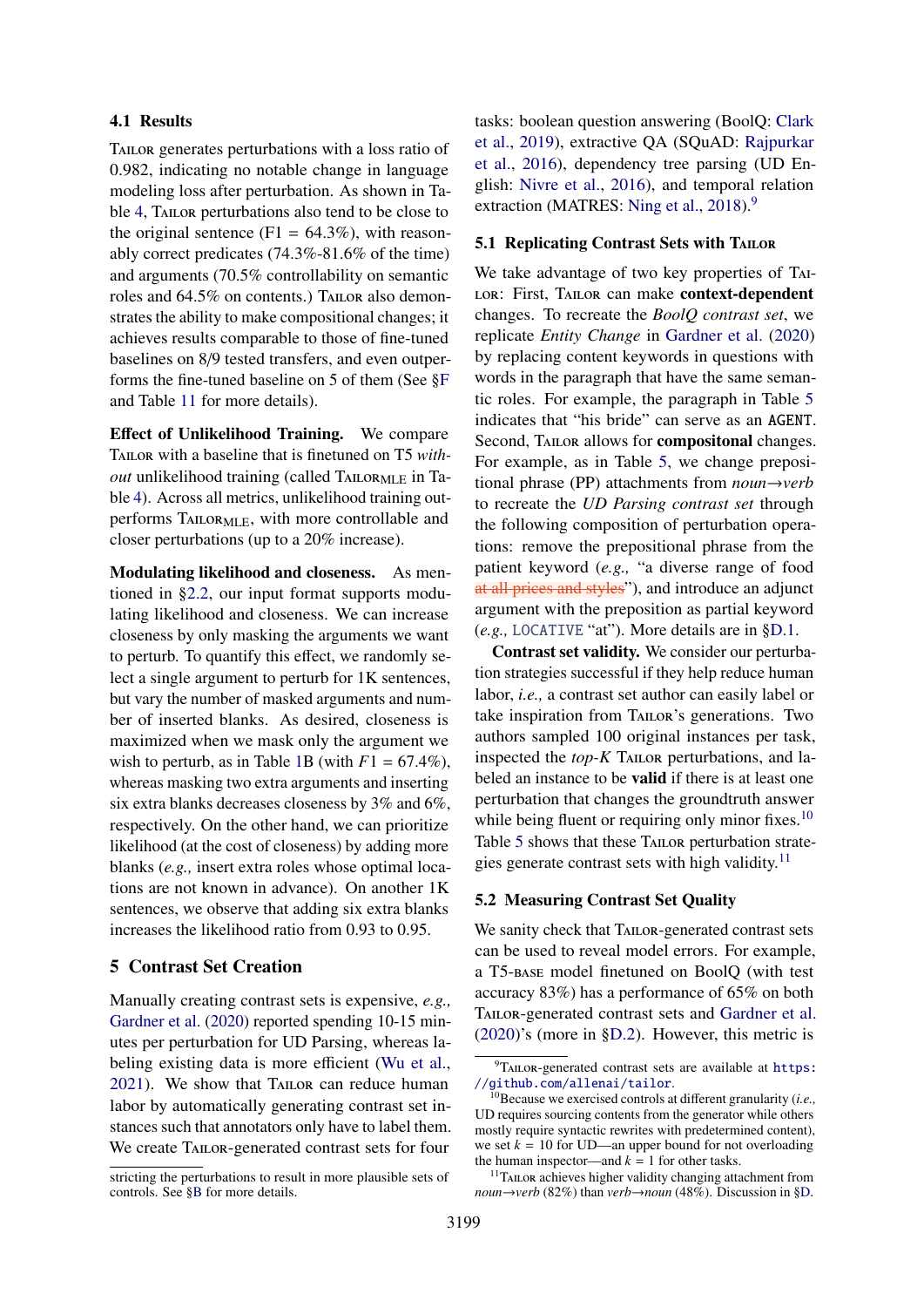### 4.1 Results

Tailor generates perturbations with a loss ratio of 0.982, indicating no notable change in language modeling loss after perturbation. As shown in Table 4, Tailor perturbations also tend to be close to the original sentence (F1 = 64.3%), with reasonably correct predicates (74.3%-81.6% of the time) and arguments (70.5% controllability on semantic roles and 64.5% on contents.) Tailor also demonstrates the ability to make compositional changes; it achieves results comparable to those of fine-tuned baselines on 8/9 tested transfers, and even outperforms the fine-tuned baseline on 5 of them (See §F and Table 11 for more details).

**Effect of Unlikelihood Training.** We compare Tailor with a baseline that is finetuned on T5 *without* unlikelihood training (called $\text{Tailor}_{\text{MLE}}$ in Table 4). Across all metrics, unlikelihood training outperforms $\text{Tailor}_{\text{MLE}}$, with more controllable and closer perturbations (up to a 20% increase).

**Modulating likelihood and closeness.** As mentioned in §2.2, our input format supports modulating likelihood and closeness. We can increase closeness by only masking the arguments we want to perturb. To quantify this effect, we randomly select a single argument to perturb for 1K sentences, but vary the number of masked arguments and number of inserted blanks. As desired, closeness is maximized when we mask only the argument we wish to perturb, as in Table 1B (with $F1 = 67.4\%$), whereas masking two extra arguments and inserting six extra blanks decreases closeness by 3% and 6%, respectively. On the other hand, we can prioritize likelihood (at the cost of closeness) by adding more blanks (*e.g.,* insert extra roles whose optimal locations are not known in advance). On another 1K sentences, we observe that adding six extra blanks increases the likelihood ratio from 0.93 to 0.95.

## 5 Contrast Set Creation

Manually creating contrast sets is expensive, *e.g.,* Gardner et al. (2020) reported spending 10-15 minutes per perturbation for UD Parsing, whereas labeling existing data is more efficient (Wu et al., 2021). We show that Tailor can reduce human labor by automatically generating contrast set instances such that annotators only have to label them. We create Tailor-generated contrast sets for four tasks: boolean question answering (BoolQ: Clark et al., 2019), extractive QA (SQuAD: Rajpurkar et al., 2016), dependency tree parsing (UD English: Nivre et al., 2016), and temporal relation extraction (MATRES: Ning et al., 2018).[9]

stricting the perturbations to result in more plausible sets of controls. See §B for more details.

### 5.1 Replicating Contrast Sets with Tailor

We take advantage of two key properties of Tailor: First, Tailor can make **context-dependent** changes. To recreate the *BoolQ contrast set*, we replicate *Entity Change* in Gardner et al. (2020) by replacing content keywords in questions with words in the paragraph that have the same semantic roles. For example, the paragraph in Table 5 indicates that "his bride" can serve as an AGENT. Second, Tailor allows for **compositonal** changes. For example, as in Table 5, we change prepositional phrase (PP) attachments from *noun*→*verb* to recreate the *UD Parsing contrast set* through the following composition of perturbation operations: remove the prepositional phrase from the patient keyword (*e.g.,* "a diverse range of food ~~at all prices and styles~~"), and introduce an adjunct argument with the preposition as partial keyword (*e.g.,* LOCATIVE "at"). More details are in §D.1.

**Contrast set validity.** We consider our perturbation strategies successful if they help reduce human labor, *i.e.,* a contrast set author can easily label or take inspiration from Tailor's generations. Two authors sampled 100 original instances per task, inspected the *top-K* Tailor perturbations, and labeled an instance to be **valid** if there is at least one perturbation that changes the groundtruth answer while being fluent or requiring only minor fixes.[10] Table 5 shows that these Tailor perturbation strategies generate contrast sets with high validity.[11]

### 5.2 Measuring Contrast Set Quality

We sanity check that Tailor-generated contrast sets can be used to reveal model errors. For example, a T5-base model finetuned on BoolQ (with test accuracy 83%) has a performance of 65% on both Tailor-generated contrast sets and Gardner et al. (2020)'s (more in §D.2). However, this metric is

[9] Tailor-generated contrast sets are available at https://github.com/allenai/tailor.

[10] Because we exercised controls at different granularity (*i.e.,* UD requires sourcing contents from the generator while others mostly require syntactic rewrites with predetermined content), we set $k = 10$ for UD—an upper bound for not overloading the human inspector—and $k = 1$ for other tasks.

[11] Tailor achieves higher validity changing attachment from *noun*→*verb* (82%) than *verb*→*noun* (48%). Discussion in §D.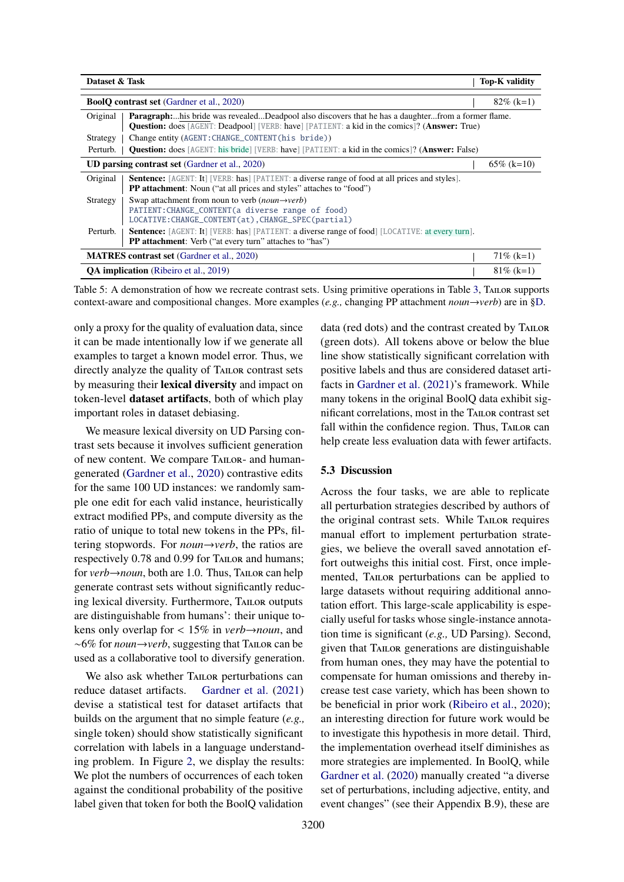| Dataset & Task | | Top-K validity |
|---|---|---|
| **BoolQ contrast set** (Gardner et al., 2020) | | 82% (k=1) |
| Original | **Paragraph:**...his bride was revealed...Deadpool also discovers that he has a daughter...from a former flame. **Question:** does [AGENT: Deadpool] [VERB: have] [PATIENT: a kid in the comics]? (**Answer:** True) | |
| Strategy | Change entity (AGENT:CHANGE_CONTENT(his bride)) | |
| Perturb. | **Question:** does [AGENT: his bride] [VERB: have] [PATIENT: a kid in the comics]? (**Answer:** False) | |
| **UD parsing contrast set** (Gardner et al., 2020) | | 65% (k=10) |
| Original | **Sentence:** [AGENT: It] [VERB: has] [PATIENT: a diverse range of food at all prices and styles]. **PP attachment**: Noun ("at all prices and styles" attaches to "food") | |
| Strategy | Swap attachment from noun to verb (*noun→verb*) PATIENT:CHANGE_CONTENT(a diverse range of food) LOCATIVE:CHANGE_CONTENT(at),CHANGE_SPEC(partial) | |
| Perturb. | **Sentence:** [AGENT: It] [VERB: has] [PATIENT: a diverse range of food] [LOCATIVE: at every turn]. **PP attachment**: Verb ("at every turn" attaches to "has") | |
| **MATRES contrast set** (Gardner et al., 2020) | | 71% (k=1) |
| **QA implication** (Ribeiro et al., 2019) | | 81% (k=1) |

Table 5: A demonstration of how we recreate contrast sets. Using primitive operations in Table 3, Tailor supports context-aware and compositional changes. More examples (*e.g.,* changing PP attachment *noun→verb*) are in §D.

only a proxy for the quality of evaluation data, since it can be made intentionally low if we generate all examples to target a known model error. Thus, we directly analyze the quality of Tailor contrast sets by measuring their **lexical diversity** and impact on token-level **dataset artifacts**, both of which play important roles in dataset debiasing.

We measure lexical diversity on UD Parsing contrast sets because it involves sufficient generation of new content. We compare Tailor- and human-generated (Gardner et al., 2020) contrastive edits for the same 100 UD instances: we randomly sample one edit for each valid instance, heuristically extract modified PPs, and compute diversity as the ratio of unique to total new tokens in the PPs, filtering stopwords. For *noun→verb*, the ratios are respectively 0.78 and 0.99 for Tailor and humans; for *verb→noun*, both are 1.0. Thus, Tailor can help generate contrast sets without significantly reducing lexical diversity. Furthermore, Tailor outputs are distinguishable from humans': their unique tokens only overlap for < 15% in *verb→noun*, and ∼6% for *noun→verb*, suggesting that Tailor can be used as a collaborative tool to diversify generation.

We also ask whether Tailor perturbations can reduce dataset artifacts. Gardner et al. (2021) devise a statistical test for dataset artifacts that builds on the argument that no simple feature (*e.g.,* single token) should show statistically significant correlation with labels in a language understanding problem. In Figure 2, we display the results: We plot the numbers of occurrences of each token against the conditional probability of the positive label given that token for both the BoolQ validation data (red dots) and the contrast created by Tailor (green dots). All tokens above or below the blue line show statistically significant correlation with positive labels and thus are considered dataset artifacts in Gardner et al. (2021)'s framework. While many tokens in the original BoolQ data exhibit significant correlations, most in the Tailor contrast set fall within the confidence region. Thus, Tailor can help create less evaluation data with fewer artifacts.

### 5.3 Discussion

Across the four tasks, we are able to replicate all perturbation strategies described by authors of the original contrast sets. While Tailor requires manual effort to implement perturbation strategies, we believe the overall saved annotation effort outweighs this initial cost. First, once implemented, Tailor perturbations can be applied to large datasets without requiring additional annotation effort. This large-scale applicability is especially useful for tasks whose single-instance annotation time is significant (*e.g.,* UD Parsing). Second, given that Tailor generations are distinguishable from human ones, they may have the potential to compensate for human omissions and thereby increase test case variety, which has been shown to be beneficial in prior work (Ribeiro et al., 2020); an interesting direction for future work would be to investigate this hypothesis in more detail. Third, the implementation overhead itself diminishes as more strategies are implemented. In BoolQ, while Gardner et al. (2020) manually created "a diverse set of perturbations, including adjective, entity, and event changes" (see their Appendix B.9), these are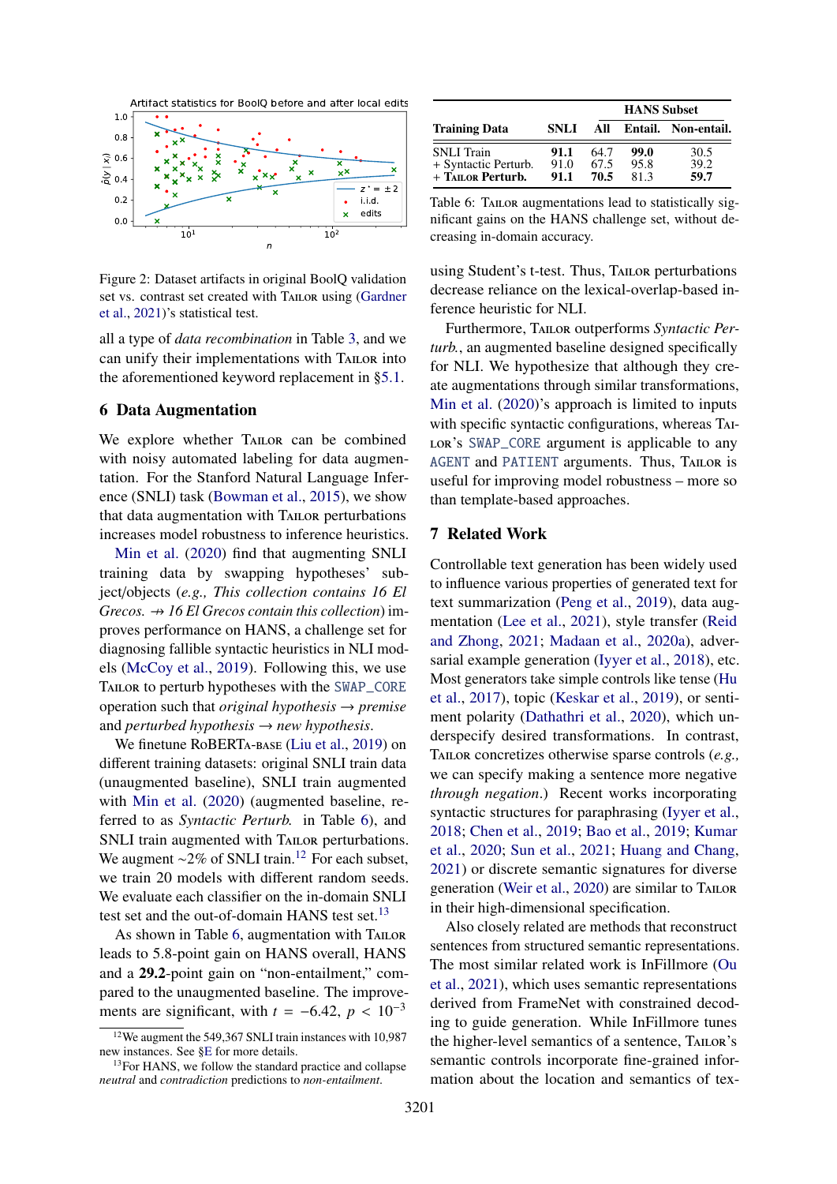Figure 2: Dataset artifacts in original BoolQ validation set vs. contrast set created with Tailor using (Gardner et al., 2021)'s statistical test.

all a type of *data recombination* in Table 3, and we can unify their implementations with Tailor into the aforementioned keyword replacement in §5.1.

## 6 Data Augmentation

We explore whether Tailor can be combined with noisy automated labeling for data augmentation. For the Stanford Natural Language Inference (SNLI) task (Bowman et al., 2015), we show that data augmentation with Tailor perturbations increases model robustness to inference heuristics.

Min et al. (2020) find that augmenting SNLI training data by swapping hypotheses' subject/objects (*e.g., This collection contains 16 El Grecos.* → *16 El Grecos contain this collection*) improves performance on HANS, a challenge set for diagnosing fallible syntactic heuristics in NLI models (McCoy et al., 2019). Following this, we use Tailor to perturb hypotheses with the `SWAP_CORE` operation such that *original hypothesis* → *premise* and *perturbed hypothesis* → *new hypothesis*.

We finetune RoBERTa-base (Liu et al., 2019) on different training datasets: original SNLI train data (unaugmented baseline), SNLI train augmented with Min et al. (2020) (augmented baseline, referred to as *Syntactic Perturb.* in Table 6), and SNLI train augmented with Tailor perturbations. We augment ~2% of SNLI train.[12] For each subset, we train 20 models with different random seeds. We evaluate each classifier on the in-domain SNLI test set and the out-of-domain HANS test set.[13]

As shown in Table 6, augmentation with Tailor leads to 5.8-point gain on HANS overall, HANS and a **29.2**-point gain on "non-entailment," compared to the unaugmented baseline. The improvements are significant, with $t = -6.42$, $p < 10^{-3}$ using Student's t-test. Thus, Tailor perturbations decrease reliance on the lexical-overlap-based inference heuristic for NLI.

[12] We augment the 549,367 SNLI train instances with 10,987 new instances. See §E for more details.

[13] For HANS, we follow the standard practice and collapse *neutral* and *contradiction* predictions to *non-entailment*.

| Training Data | SNLI | HANS Subset All | Entail. | Non-entail. |
|---|---|---|---|---|
| SNLI Train | **91.1** | 64.7 | **99.0** | 30.5 |
| + Syntactic Perturb. | 91.0 | 67.5 | 95.8 | 39.2 |
| + Tailor Perturb. | **91.1** | **70.5** | 81.3 | **59.7** |

Table 6: Tailor augmentations lead to statistically significant gains on the HANS challenge set, without decreasing in-domain accuracy.

Furthermore, Tailor outperforms *Syntactic Perturb.*, an augmented baseline designed specifically for NLI. We hypothesize that although they create augmentations through similar transformations, Min et al. (2020)'s approach is limited to inputs with specific syntactic configurations, whereas Tailor's `SWAP_CORE` argument is applicable to any `AGENT` and `PATIENT` arguments. Thus, Tailor is useful for improving model robustness – more so than template-based approaches.

## 7 Related Work

Controllable text generation has been widely used to influence various properties of generated text for text summarization (Peng et al., 2019), data augmentation (Lee et al., 2021), style transfer (Reid and Zhong, 2021; Madaan et al., 2020a), adversarial example generation (Iyyer et al., 2018), etc. Most generators take simple controls like tense (Hu et al., 2017), topic (Keskar et al., 2019), or sentiment polarity (Dathathri et al., 2020), which underspecify desired transformations. In contrast, Tailor concretizes otherwise sparse controls (*e.g.,* we can specify making a sentence more negative *through negation*.) Recent works incorporating syntactic structures for paraphrasing (Iyyer et al., 2018; Chen et al., 2019; Bao et al., 2019; Kumar et al., 2020; Sun et al., 2021; Huang and Chang, 2021) or discrete semantic signatures for diverse generation (Weir et al., 2020) are similar to Tailor in their high-dimensional specification.

Also closely related are methods that reconstruct sentences from structured semantic representations. The most similar related work is InFillmore (Ou et al., 2021), which uses semantic representations derived from FrameNet with constrained decoding to guide generation. While InFillmore tunes the higher-level semantics of a sentence, Tailor's semantic controls incorporate fine-grained information about the location and semantics of tex-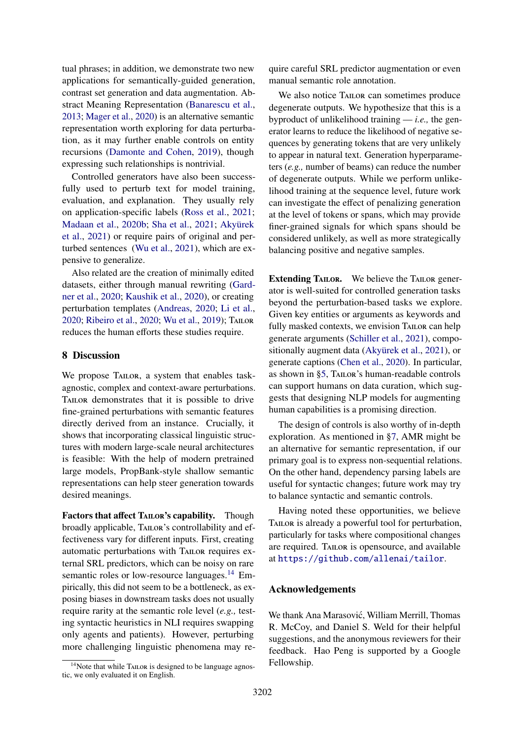tual phrases; in addition, we demonstrate two new applications for semantically-guided generation, contrast set generation and data augmentation. Abstract Meaning Representation (Banarescu et al., 2013; Mager et al., 2020) is an alternative semantic representation worth exploring for data perturbation, as it may further enable controls on entity recursions (Damonte and Cohen, 2019), though expressing such relationships is nontrivial.

Controlled generators have also been successfully used to perturb text for model training, evaluation, and explanation. They usually rely on application-specific labels (Ross et al., 2021; Madaan et al., 2020b; Sha et al., 2021; Akyürek et al., 2021) or require pairs of original and perturbed sentences (Wu et al., 2021), which are expensive to generalize.

Also related are the creation of minimally edited datasets, either through manual rewriting (Gardner et al., 2020; Kaushik et al., 2020), or creating perturbation templates (Andreas, 2020; Li et al., 2020; Ribeiro et al., 2020; Wu et al., 2019); Tailor reduces the human efforts these studies require.

## 8 Discussion

We propose Tailor, a system that enables task-agnostic, complex and context-aware perturbations. Tailor demonstrates that it is possible to drive fine-grained perturbations with semantic features directly derived from an instance. Crucially, it shows that incorporating classical linguistic structures with modern large-scale neural architectures is feasible: With the help of modern pretrained large models, PropBank-style shallow semantic representations can help steer generation towards desired meanings.

**Factors that affect Tailor's capability.** Though broadly applicable, Tailor's controllability and effectiveness vary for different inputs. First, creating automatic perturbations with Tailor requires external SRL predictors, which can be noisy on rare semantic roles or low-resource languages.[14] Empirically, this did not seem to be a bottleneck, as exposing biases in downstream tasks does not usually require rarity at the semantic role level (*e.g.,* testing syntactic heuristics in NLI requires swapping only agents and patients). However, perturbing more challenging linguistic phenomena may require careful SRL predictor augmentation or even manual semantic role annotation.

We also notice Tailor can sometimes produce degenerate outputs. We hypothesize that this is a byproduct of unlikelihood training — *i.e.,* the generator learns to reduce the likelihood of negative sequences by generating tokens that are very unlikely to appear in natural text. Generation hyperparameters (*e.g.,* number of beams) can reduce the number of degenerate outputs. While we perform unlikelihood training at the sequence level, future work can investigate the effect of penalizing generation at the level of tokens or spans, which may provide finer-grained signals for which spans should be considered unlikely, as well as more strategically balancing positive and negative samples.

**Extending Tailor.** We believe the Tailor generator is well-suited for controlled generation tasks beyond the perturbation-based tasks we explore. Given key entities or arguments as keywords and fully masked contexts, we envision Tailor can help generate arguments (Schiller et al., 2021), compositionally augment data (Akyürek et al., 2021), or generate captions (Chen et al., 2020). In particular, as shown in §5, Tailor's human-readable controls can support humans on data curation, which suggests that designing NLP models for augmenting human capabilities is a promising direction.

The design of controls is also worthy of in-depth exploration. As mentioned in §7, AMR might be an alternative for semantic representation, if our primary goal is to express non-sequential relations. On the other hand, dependency parsing labels are useful for syntactic changes; future work may try to balance syntactic and semantic controls.

Having noted these opportunities, we believe Tailor is already a powerful tool for perturbation, particularly for tasks where compositional changes are required. Tailor is opensource, and available at `https://github.com/allenai/tailor`.

## Acknowledgements

We thank Ana Marasović, William Merrill, Thomas R. McCoy, and Daniel S. Weld for their helpful suggestions, and the anonymous reviewers for their feedback. Hao Peng is supported by a Google Fellowship.

[14] Note that while Tailor is designed to be language agnostic, we only evaluated it on English.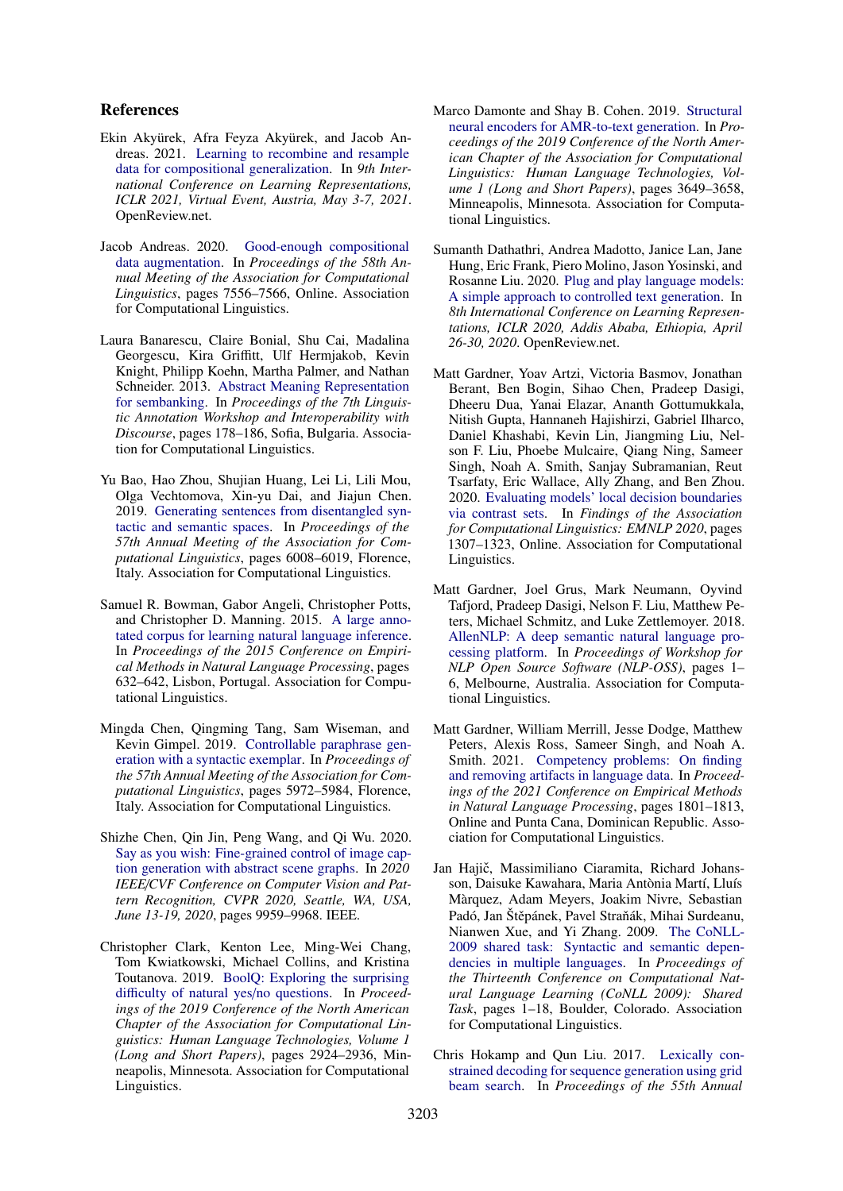## References

Ekin Akyürek, Afra Feyza Akyürek, and Jacob Andreas. 2021. Learning to recombine and resample data for compositional generalization. In *9th International Conference on Learning Representations, ICLR 2021, Virtual Event, Austria, May 3-7, 2021*. OpenReview.net.

Jacob Andreas. 2020. Good-enough compositional data augmentation. In *Proceedings of the 58th Annual Meeting of the Association for Computational Linguistics*, pages 7556–7566, Online. Association for Computational Linguistics.

Laura Banarescu, Claire Bonial, Shu Cai, Madalina Georgescu, Kira Griffitt, Ulf Hermjakob, Kevin Knight, Philipp Koehn, Martha Palmer, and Nathan Schneider. 2013. Abstract Meaning Representation for sembanking. In *Proceedings of the 7th Linguistic Annotation Workshop and Interoperability with Discourse*, pages 178–186, Sofia, Bulgaria. Association for Computational Linguistics.

Yu Bao, Hao Zhou, Shujian Huang, Lei Li, Lili Mou, Olga Vechtomova, Xin-yu Dai, and Jiajun Chen. 2019. Generating sentences from disentangled syntactic and semantic spaces. In *Proceedings of the 57th Annual Meeting of the Association for Computational Linguistics*, pages 6008–6019, Florence, Italy. Association for Computational Linguistics.

Samuel R. Bowman, Gabor Angeli, Christopher Potts, and Christopher D. Manning. 2015. A large annotated corpus for learning natural language inference. In *Proceedings of the 2015 Conference on Empirical Methods in Natural Language Processing*, pages 632–642, Lisbon, Portugal. Association for Computational Linguistics.

Mingda Chen, Qingming Tang, Sam Wiseman, and Kevin Gimpel. 2019. Controllable paraphrase generation with a syntactic exemplar. In *Proceedings of the 57th Annual Meeting of the Association for Computational Linguistics*, pages 5972–5984, Florence, Italy. Association for Computational Linguistics.

Shizhe Chen, Qin Jin, Peng Wang, and Qi Wu. 2020. Say as you wish: Fine-grained control of image caption generation with abstract scene graphs. In *2020 IEEE/CVF Conference on Computer Vision and Pattern Recognition, CVPR 2020, Seattle, WA, USA, June 13-19, 2020*, pages 9959–9968. IEEE.

Christopher Clark, Kenton Lee, Ming-Wei Chang, Tom Kwiatkowski, Michael Collins, and Kristina Toutanova. 2019. BoolQ: Exploring the surprising difficulty of natural yes/no questions. In *Proceedings of the 2019 Conference of the North American Chapter of the Association for Computational Linguistics: Human Language Technologies, Volume 1 (Long and Short Papers)*, pages 2924–2936, Minneapolis, Minnesota. Association for Computational Linguistics.

Marco Damonte and Shay B. Cohen. 2019. Structural neural encoders for AMR-to-text generation. In *Proceedings of the 2019 Conference of the North American Chapter of the Association for Computational Linguistics: Human Language Technologies, Volume 1 (Long and Short Papers)*, pages 3649–3658, Minneapolis, Minnesota. Association for Computational Linguistics.

Sumanth Dathathri, Andrea Madotto, Janice Lan, Jane Hung, Eric Frank, Piero Molino, Jason Yosinski, and Rosanne Liu. 2020. Plug and play language models: A simple approach to controlled text generation. In *8th International Conference on Learning Representations, ICLR 2020, Addis Ababa, Ethiopia, April 26-30, 2020*. OpenReview.net.

Matt Gardner, Yoav Artzi, Victoria Basmov, Jonathan Berant, Ben Bogin, Sihao Chen, Pradeep Dasigi, Dheeru Dua, Yanai Elazar, Ananth Gottumukkala, Nitish Gupta, Hannaneh Hajishirzi, Gabriel Ilharco, Daniel Khashabi, Kevin Lin, Jiangming Liu, Nelson F. Liu, Phoebe Mulcaire, Qiang Ning, Sameer Singh, Noah A. Smith, Sanjay Subramanian, Reut Tsarfaty, Eric Wallace, Ally Zhang, and Ben Zhou. 2020. Evaluating models' local decision boundaries via contrast sets. In *Findings of the Association for Computational Linguistics: EMNLP 2020*, pages 1307–1323, Online. Association for Computational Linguistics.

Matt Gardner, Joel Grus, Mark Neumann, Oyvind Tafjord, Pradeep Dasigi, Nelson F. Liu, Matthew Peters, Michael Schmitz, and Luke Zettlemoyer. 2018. AllenNLP: A deep semantic natural language processing platform. In *Proceedings of Workshop for NLP Open Source Software (NLP-OSS)*, pages 1–6, Melbourne, Australia. Association for Computational Linguistics.

Matt Gardner, William Merrill, Jesse Dodge, Matthew Peters, Alexis Ross, Sameer Singh, and Noah A. Smith. 2021. Competency problems: On finding and removing artifacts in language data. In *Proceedings of the 2021 Conference on Empirical Methods in Natural Language Processing*, pages 1801–1813, Online and Punta Cana, Dominican Republic. Association for Computational Linguistics.

Jan Hajič, Massimiliano Ciaramita, Richard Johansson, Daisuke Kawahara, Maria Antònia Martí, Lluís Màrquez, Adam Meyers, Joakim Nivre, Sebastian Padó, Jan Štěpánek, Pavel Straňák, Mihai Surdeanu, Nianwen Xue, and Yi Zhang. 2009. The CoNLL-2009 shared task: Syntactic and semantic dependencies in multiple languages. In *Proceedings of the Thirteenth Conference on Computational Natural Language Learning (CoNLL 2009): Shared Task*, pages 1–18, Boulder, Colorado. Association for Computational Linguistics.

Chris Hokamp and Qun Liu. 2017. Lexically constrained decoding for sequence generation using grid beam search. In *Proceedings of the 55th Annual*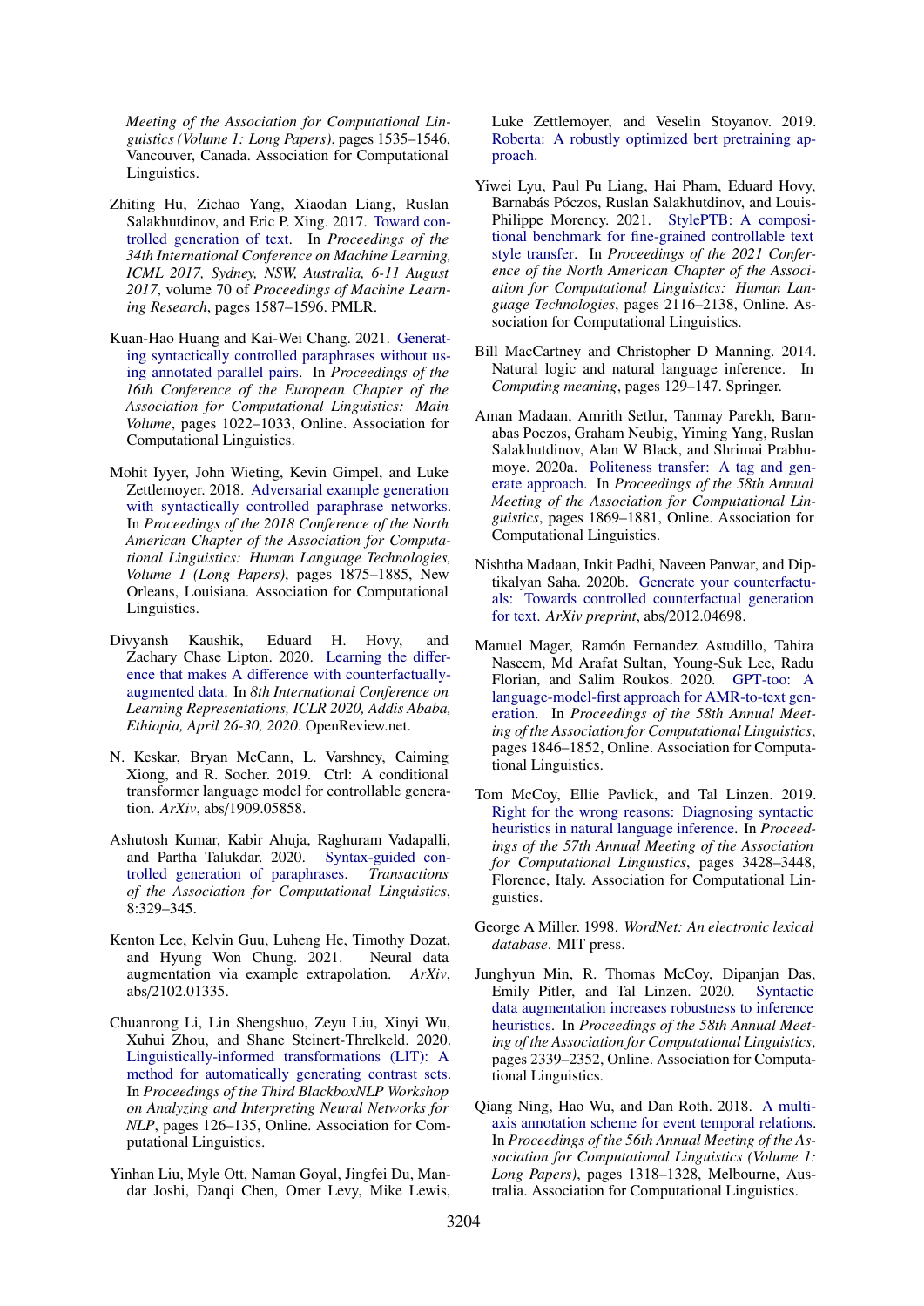*Meeting of the Association for Computational Linguistics (Volume 1: Long Papers)*, pages 1535–1546, Vancouver, Canada. Association for Computational Linguistics.

Zhiting Hu, Zichao Yang, Xiaodan Liang, Ruslan Salakhutdinov, and Eric P. Xing. 2017. Toward controlled generation of text. In *Proceedings of the 34th International Conference on Machine Learning, ICML 2017, Sydney, NSW, Australia, 6-11 August 2017*, volume 70 of *Proceedings of Machine Learning Research*, pages 1587–1596. PMLR.

Kuan-Hao Huang and Kai-Wei Chang. 2021. Generating syntactically controlled paraphrases without using annotated parallel pairs. In *Proceedings of the 16th Conference of the European Chapter of the Association for Computational Linguistics: Main Volume*, pages 1022–1033, Online. Association for Computational Linguistics.

Mohit Iyyer, John Wieting, Kevin Gimpel, and Luke Zettlemoyer. 2018. Adversarial example generation with syntactically controlled paraphrase networks. In *Proceedings of the 2018 Conference of the North American Chapter of the Association for Computational Linguistics: Human Language Technologies, Volume 1 (Long Papers)*, pages 1875–1885, New Orleans, Louisiana. Association for Computational Linguistics.

Divyansh Kaushik, Eduard H. Hovy, and Zachary Chase Lipton. 2020. Learning the difference that makes A difference with counterfactually-augmented data. In *8th International Conference on Learning Representations, ICLR 2020, Addis Ababa, Ethiopia, April 26-30, 2020*. OpenReview.net.

N. Keskar, Bryan McCann, L. Varshney, Caiming Xiong, and R. Socher. 2019. Ctrl: A conditional transformer language model for controllable generation. *ArXiv*, abs/1909.05858.

Ashutosh Kumar, Kabir Ahuja, Raghuram Vadapalli, and Partha Talukdar. 2020. Syntax-guided controlled generation of paraphrases. *Transactions of the Association for Computational Linguistics*, 8:329–345.

Kenton Lee, Kelvin Guu, Luheng He, Timothy Dozat, and Hyung Won Chung. 2021. Neural data augmentation via example extrapolation. *ArXiv*, abs/2102.01335.

Chuanrong Li, Lin Shengshuo, Zeyu Liu, Xinyi Wu, Xuhui Zhou, and Shane Steinert-Threlkeld. 2020. Linguistically-informed transformations (LIT): A method for automatically generating contrast sets. In *Proceedings of the Third BlackboxNLP Workshop on Analyzing and Interpreting Neural Networks for NLP*, pages 126–135, Online. Association for Computational Linguistics.

Yinhan Liu, Myle Ott, Naman Goyal, Jingfei Du, Mandar Joshi, Danqi Chen, Omer Levy, Mike Lewis, Luke Zettlemoyer, and Veselin Stoyanov. 2019. Roberta: A robustly optimized bert pretraining approach.

Yiwei Lyu, Paul Pu Liang, Hai Pham, Eduard Hovy, Barnabás Póczos, Ruslan Salakhutdinov, and Louis-Philippe Morency. 2021. StylePTB: A compositional benchmark for fine-grained controllable text style transfer. In *Proceedings of the 2021 Conference of the North American Chapter of the Association for Computational Linguistics: Human Language Technologies*, pages 2116–2138, Online. Association for Computational Linguistics.

Bill MacCartney and Christopher D Manning. 2014. Natural logic and natural language inference. In *Computing meaning*, pages 129–147. Springer.

Aman Madaan, Amrith Setlur, Tanmay Parekh, Barnabas Poczos, Graham Neubig, Yiming Yang, Ruslan Salakhutdinov, Alan W Black, and Shrimai Prabhumoye. 2020a. Politeness transfer: A tag and generate approach. In *Proceedings of the 58th Annual Meeting of the Association for Computational Linguistics*, pages 1869–1881, Online. Association for Computational Linguistics.

Nishtha Madaan, Inkit Padhi, Naveen Panwar, and Diptikalyan Saha. 2020b. Generate your counterfactuals: Towards controlled counterfactual generation for text. *ArXiv preprint*, abs/2012.04698.

Manuel Mager, Ramón Fernandez Astudillo, Tahira Naseem, Md Arafat Sultan, Young-Suk Lee, Radu Florian, and Salim Roukos. 2020. GPT-too: A language-model-first approach for AMR-to-text generation. In *Proceedings of the 58th Annual Meeting of the Association for Computational Linguistics*, pages 1846–1852, Online. Association for Computational Linguistics.

Tom McCoy, Ellie Pavlick, and Tal Linzen. 2019. Right for the wrong reasons: Diagnosing syntactic heuristics in natural language inference. In *Proceedings of the 57th Annual Meeting of the Association for Computational Linguistics*, pages 3428–3448, Florence, Italy. Association for Computational Linguistics.

George A Miller. 1998. *WordNet: An electronic lexical database*. MIT press.

Junghyun Min, R. Thomas McCoy, Dipanjan Das, Emily Pitler, and Tal Linzen. 2020. Syntactic data augmentation increases robustness to inference heuristics. In *Proceedings of the 58th Annual Meeting of the Association for Computational Linguistics*, pages 2339–2352, Online. Association for Computational Linguistics.

Qiang Ning, Hao Wu, and Dan Roth. 2018. A multi-axis annotation scheme for event temporal relations. In *Proceedings of the 56th Annual Meeting of the Association for Computational Linguistics (Volume 1: Long Papers)*, pages 1318–1328, Melbourne, Australia. Association for Computational Linguistics.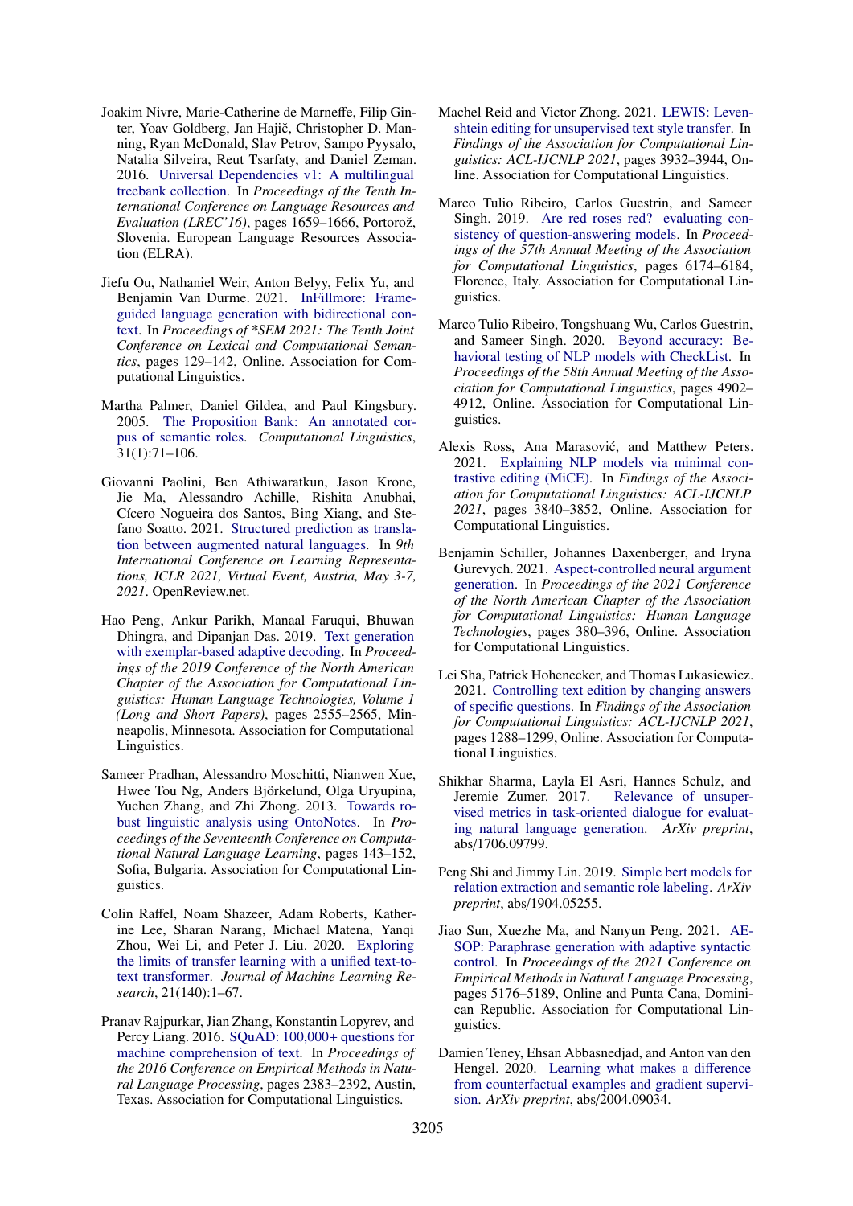Joakim Nivre, Marie-Catherine de Marneffe, Filip Ginter, Yoav Goldberg, Jan Hajič, Christopher D. Manning, Ryan McDonald, Slav Petrov, Sampo Pyysalo, Natalia Silveira, Reut Tsarfaty, and Daniel Zeman. 2016. Universal Dependencies v1: A multilingual treebank collection. In *Proceedings of the Tenth International Conference on Language Resources and Evaluation (LREC'16)*, pages 1659–1666, Portorož, Slovenia. European Language Resources Association (ELRA).

Jiefu Ou, Nathaniel Weir, Anton Belyy, Felix Yu, and Benjamin Van Durme. 2021. InFillmore: Frame-guided language generation with bidirectional context. In *Proceedings of *SEM 2021: The Tenth Joint Conference on Lexical and Computational Semantics*, pages 129–142, Online. Association for Computational Linguistics.

Martha Palmer, Daniel Gildea, and Paul Kingsbury. 2005. The Proposition Bank: An annotated corpus of semantic roles. *Computational Linguistics*, 31(1):71–106.

Giovanni Paolini, Ben Athiwaratkun, Jason Krone, Jie Ma, Alessandro Achille, Rishita Anubhai, Cícero Nogueira dos Santos, Bing Xiang, and Stefano Soatto. 2021. Structured prediction as translation between augmented natural languages. In *9th International Conference on Learning Representations, ICLR 2021, Virtual Event, Austria, May 3-7, 2021*. OpenReview.net.

Hao Peng, Ankur Parikh, Manaal Faruqui, Bhuwan Dhingra, and Dipanjan Das. 2019. Text generation with exemplar-based adaptive decoding. In *Proceedings of the 2019 Conference of the North American Chapter of the Association for Computational Linguistics: Human Language Technologies, Volume 1 (Long and Short Papers)*, pages 2555–2565, Minneapolis, Minnesota. Association for Computational Linguistics.

Sameer Pradhan, Alessandro Moschitti, Nianwen Xue, Hwee Tou Ng, Anders Björkelund, Olga Uryupina, Yuchen Zhang, and Zhi Zhong. 2013. Towards robust linguistic analysis using OntoNotes. In *Proceedings of the Seventeenth Conference on Computational Natural Language Learning*, pages 143–152, Sofia, Bulgaria. Association for Computational Linguistics.

Colin Raffel, Noam Shazeer, Adam Roberts, Katherine Lee, Sharan Narang, Michael Matena, Yanqi Zhou, Wei Li, and Peter J. Liu. 2020. Exploring the limits of transfer learning with a unified text-to-text transformer. *Journal of Machine Learning Research*, 21(140):1–67.

Pranav Rajpurkar, Jian Zhang, Konstantin Lopyrev, and Percy Liang. 2016. SQuAD: 100,000+ questions for machine comprehension of text. In *Proceedings of the 2016 Conference on Empirical Methods in Natural Language Processing*, pages 2383–2392, Austin, Texas. Association for Computational Linguistics.

Machel Reid and Victor Zhong. 2021. LEWIS: Levenshtein editing for unsupervised text style transfer. In *Findings of the Association for Computational Linguistics: ACL-IJCNLP 2021*, pages 3932–3944, Online. Association for Computational Linguistics.

Marco Tulio Ribeiro, Carlos Guestrin, and Sameer Singh. 2019. Are red roses red? evaluating consistency of question-answering models. In *Proceedings of the 57th Annual Meeting of the Association for Computational Linguistics*, pages 6174–6184, Florence, Italy. Association for Computational Linguistics.

Marco Tulio Ribeiro, Tongshuang Wu, Carlos Guestrin, and Sameer Singh. 2020. Beyond accuracy: Behavioral testing of NLP models with CheckList. In *Proceedings of the 58th Annual Meeting of the Association for Computational Linguistics*, pages 4902–4912, Online. Association for Computational Linguistics.

Alexis Ross, Ana Marasović, and Matthew Peters. 2021. Explaining NLP models via minimal contrastive editing (MiCE). In *Findings of the Association for Computational Linguistics: ACL-IJCNLP 2021*, pages 3840–3852, Online. Association for Computational Linguistics.

Benjamin Schiller, Johannes Daxenberger, and Iryna Gurevych. 2021. Aspect-controlled neural argument generation. In *Proceedings of the 2021 Conference of the North American Chapter of the Association for Computational Linguistics: Human Language Technologies*, pages 380–396, Online. Association for Computational Linguistics.

Lei Sha, Patrick Hohenecker, and Thomas Lukasiewicz. 2021. Controlling text edition by changing answers of specific questions. In *Findings of the Association for Computational Linguistics: ACL-IJCNLP 2021*, pages 1288–1299, Online. Association for Computational Linguistics.

Shikhar Sharma, Layla El Asri, Hannes Schulz, and Jeremie Zumer. 2017. Relevance of unsupervised metrics in task-oriented dialogue for evaluating natural language generation. *ArXiv preprint*, abs/1706.09799.

Peng Shi and Jimmy Lin. 2019. Simple bert models for relation extraction and semantic role labeling. *ArXiv preprint*, abs/1904.05255.

Jiao Sun, Xuezhe Ma, and Nanyun Peng. 2021. AESOP: Paraphrase generation with adaptive syntactic control. In *Proceedings of the 2021 Conference on Empirical Methods in Natural Language Processing*, pages 5176–5189, Online and Punta Cana, Dominican Republic. Association for Computational Linguistics.

Damien Teney, Ehsan Abbasnedjad, and Anton van den Hengel. 2020. Learning what makes a difference from counterfactual examples and gradient supervision. *ArXiv preprint*, abs/2004.09034.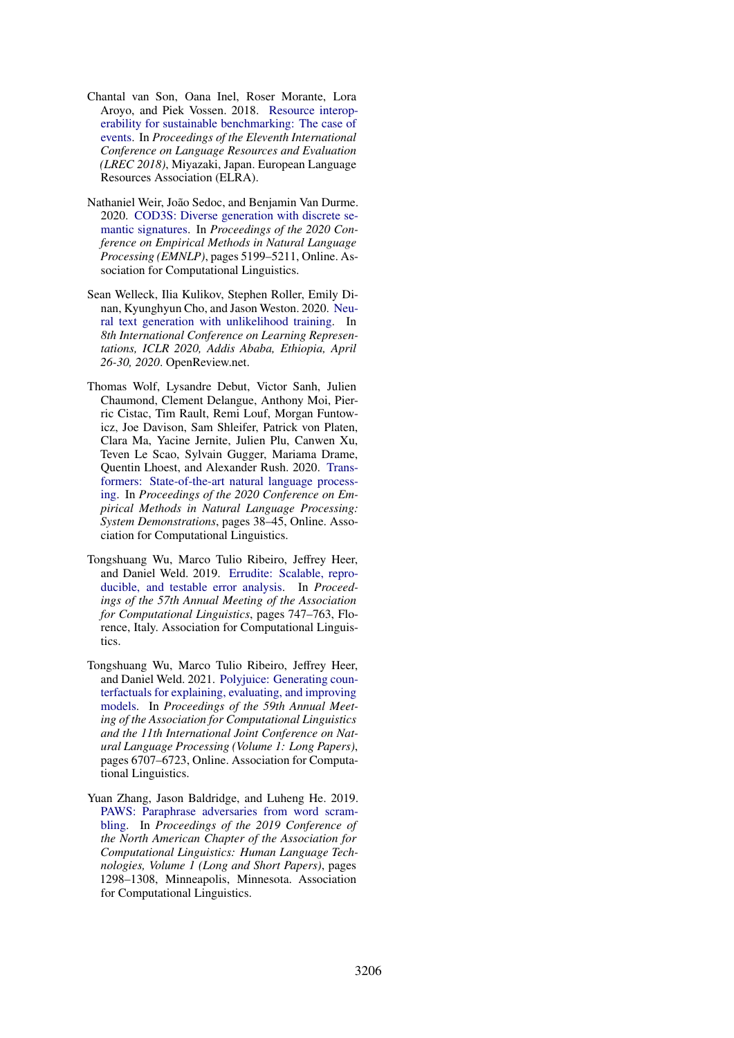Chantal van Son, Oana Inel, Roser Morante, Lora Aroyo, and Piek Vossen. 2018. Resource interoperability for sustainable benchmarking: The case of events. In *Proceedings of the Eleventh International Conference on Language Resources and Evaluation (LREC 2018)*, Miyazaki, Japan. European Language Resources Association (ELRA).

Nathaniel Weir, João Sedoc, and Benjamin Van Durme. 2020. COD3S: Diverse generation with discrete semantic signatures. In *Proceedings of the 2020 Conference on Empirical Methods in Natural Language Processing (EMNLP)*, pages 5199–5211, Online. Association for Computational Linguistics.

Sean Welleck, Ilia Kulikov, Stephen Roller, Emily Dinan, Kyunghyun Cho, and Jason Weston. 2020. Neural text generation with unlikelihood training. In *8th International Conference on Learning Representations, ICLR 2020, Addis Ababa, Ethiopia, April 26-30, 2020*. OpenReview.net.

Thomas Wolf, Lysandre Debut, Victor Sanh, Julien Chaumond, Clement Delangue, Anthony Moi, Pierric Cistac, Tim Rault, Remi Louf, Morgan Funtowicz, Joe Davison, Sam Shleifer, Patrick von Platen, Clara Ma, Yacine Jernite, Julien Plu, Canwen Xu, Teven Le Scao, Sylvain Gugger, Mariama Drame, Quentin Lhoest, and Alexander Rush. 2020. Transformers: State-of-the-art natural language processing. In *Proceedings of the 2020 Conference on Empirical Methods in Natural Language Processing: System Demonstrations*, pages 38–45, Online. Association for Computational Linguistics.

Tongshuang Wu, Marco Tulio Ribeiro, Jeffrey Heer, and Daniel Weld. 2019. Errudite: Scalable, reproducible, and testable error analysis. In *Proceedings of the 57th Annual Meeting of the Association for Computational Linguistics*, pages 747–763, Florence, Italy. Association for Computational Linguistics.

Tongshuang Wu, Marco Tulio Ribeiro, Jeffrey Heer, and Daniel Weld. 2021. Polyjuice: Generating counterfactuals for explaining, evaluating, and improving models. In *Proceedings of the 59th Annual Meeting of the Association for Computational Linguistics and the 11th International Joint Conference on Natural Language Processing (Volume 1: Long Papers)*, pages 6707–6723, Online. Association for Computational Linguistics.

Yuan Zhang, Jason Baldridge, and Luheng He. 2019. PAWS: Paraphrase adversaries from word scrambling. In *Proceedings of the 2019 Conference of the North American Chapter of the Association for Computational Linguistics: Human Language Technologies, Volume 1 (Long and Short Papers)*, pages 1298–1308, Minneapolis, Minnesota. Association for Computational Linguistics.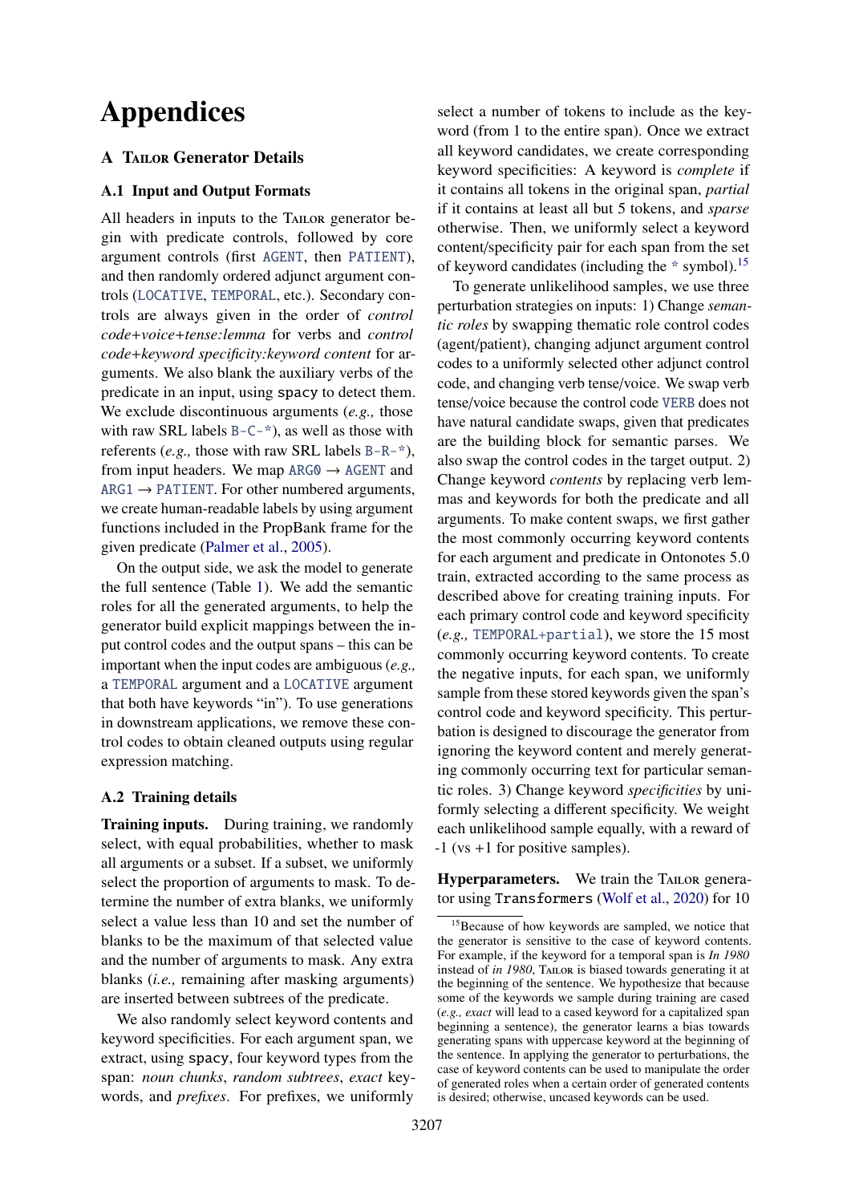# Appendices

## A Tailor Generator Details

### A.1 Input and Output Formats

All headers in inputs to the Tailor generator begin with predicate controls, followed by core argument controls (first `AGENT`, then `PATIENT`), and then randomly ordered adjunct argument controls (`LOCATIVE`, `TEMPORAL`, etc.). Secondary controls are always given in the order of *control code+voice+tense:lemma* for verbs and *control code+keyword specificity:keyword content* for arguments. We also blank the auxiliary verbs of the predicate in an input, using `spacy` to detect them. We exclude discontinuous arguments (*e.g.,* those with raw SRL labels `B-C-*`), as well as those with referents (*e.g.,* those with raw SRL labels `B-R-*`), from input headers. We map `ARG0` → `AGENT` and `ARG1` → `PATIENT`. For other numbered arguments, we create human-readable labels by using argument functions included in the PropBank frame for the given predicate (Palmer et al., 2005).

On the output side, we ask the model to generate the full sentence (Table 1). We add the semantic roles for all the generated arguments, to help the generator build explicit mappings between the input control codes and the output spans – this can be important when the input codes are ambiguous (*e.g.,* a `TEMPORAL` argument and a `LOCATIVE` argument that both have keywords "in"). To use generations in downstream applications, we remove these control codes to obtain cleaned outputs using regular expression matching.

### A.2 Training details

**Training inputs.** During training, we randomly select, with equal probabilities, whether to mask all arguments or a subset. If a subset, we uniformly select the proportion of arguments to mask. To determine the number of extra blanks, we uniformly select a value less than 10 and set the number of blanks to be the maximum of that selected value and the number of arguments to mask. Any extra blanks (*i.e.,* remaining after masking arguments) are inserted between subtrees of the predicate.

We also randomly select keyword contents and keyword specificities. For each argument span, we extract, using `spacy`, four keyword types from the span: *noun chunks*, *random subtrees*, *exact* keywords, and *prefixes*. For prefixes, we uniformly select a number of tokens to include as the keyword (from 1 to the entire span). Once we extract all keyword candidates, we create corresponding keyword specificities: A keyword is *complete* if it contains all tokens in the original span, *partial* if it contains at least all but 5 tokens, and *sparse* otherwise. Then, we uniformly select a keyword content/specificity pair for each span from the set of keyword candidates (including the `*` symbol).[15]

To generate unlikelihood samples, we use three perturbation strategies on inputs: 1) Change *semantic roles* by swapping thematic role control codes (agent/patient), changing adjunct argument control codes to a uniformly selected other adjunct control code, and changing verb tense/voice. We swap verb tense/voice because the control code `VERB` does not have natural candidate swaps, given that predicates are the building block for semantic parses. We also swap the control codes in the target output. 2) Change keyword *contents* by replacing verb lemmas and keywords for both the predicate and all arguments. To make content swaps, we first gather the most commonly occurring keyword contents for each argument and predicate in Ontonotes 5.0 train, extracted according to the same process as described above for creating training inputs. For each primary control code and keyword specificity (*e.g.,* `TEMPORAL+partial`), we store the 15 most commonly occurring keyword contents. To create the negative inputs, for each span, we uniformly sample from these stored keywords given the span's control code and keyword specificity. This perturbation is designed to discourage the generator from ignoring the keyword content and merely generating commonly occurring text for particular semantic roles. 3) Change keyword *specificities* by uniformly selecting a different specificity. We weight each unlikelihood sample equally, with a reward of -1 (vs +1 for positive samples).

**Hyperparameters.** We train the Tailor generator using `Transformers` (Wolf et al., 2020) for 10

[15] Because of how keywords are sampled, we notice that the generator is sensitive to the case of keyword contents. For example, if the keyword for a temporal span is *In 1980* instead of *in 1980*, Tailor is biased towards generating it at the beginning of the sentence. We hypothesize that because some of the keywords we sample during training are cased (*e.g., exact* will lead to a cased keyword for a capitalized span beginning a sentence), the generator learns a bias towards generating spans with uppercase keyword at the beginning of the sentence. In applying the generator to perturbations, the case of keyword contents can be used to manipulate the order of generated roles when a certain order of generated contents is desired; otherwise, uncased keywords can be used.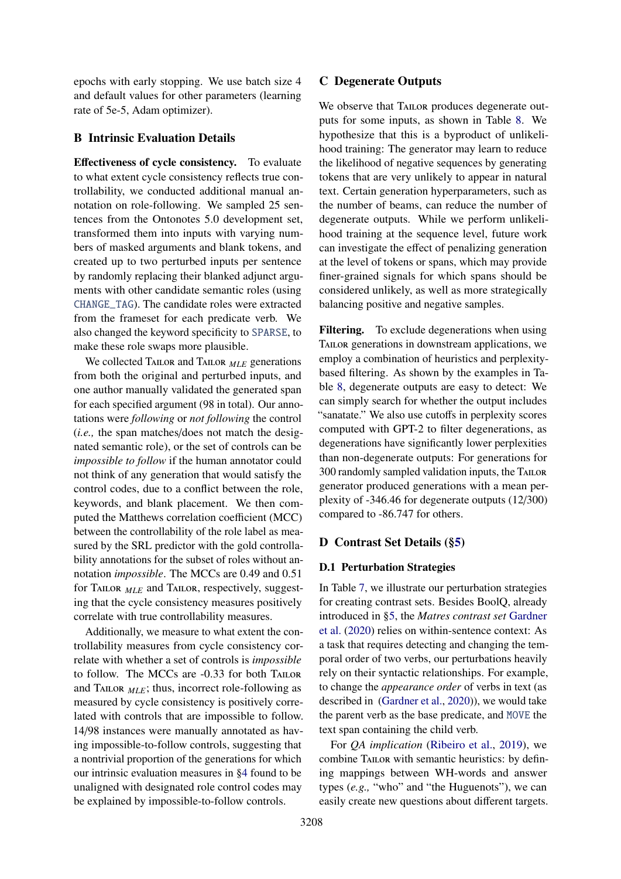epochs with early stopping. We use batch size 4 and default values for other parameters (learning rate of 5e-5, Adam optimizer).

## B Intrinsic Evaluation Details

**Effectiveness of cycle consistency.** To evaluate to what extent cycle consistency reflects true controllability, we conducted additional manual annotation on role-following. We sampled 25 sentences from the Ontonotes 5.0 development set, transformed them into inputs with varying numbers of masked arguments and blank tokens, and created up to two perturbed inputs per sentence by randomly replacing their blanked adjunct arguments with other candidate semantic roles (using `CHANGE_TAG`). The candidate roles were extracted from the frameset for each predicate verb. We also changed the keyword specificity to `SPARSE`, to make these role swaps more plausible.

We collected Tailor and Tailor $_{MLE}$ generations from both the original and perturbed inputs, and one author manually validated the generated span for each specified argument (98 in total). Our annotations were *following* or *not following* the control (*i.e.,* the span matches/does not match the designated semantic role), or the set of controls can be *impossible to follow* if the human annotator could not think of any generation that would satisfy the control codes, due to a conflict between the role, keywords, and blank placement. We then computed the Matthews correlation coefficient (MCC) between the controllability of the role label as measured by the SRL predictor with the gold controllability annotations for the subset of roles without annotation *impossible*. The MCCs are 0.49 and 0.51 for Tailor $_{MLE}$ and Tailor, respectively, suggesting that the cycle consistency measures positively correlate with true controllability measures.

Additionally, we measure to what extent the controllability measures from cycle consistency correlate with whether a set of controls is *impossible* to follow. The MCCs are -0.33 for both Tailor and Tailor $_{MLE}$; thus, incorrect role-following as measured by cycle consistency is positively correlated with controls that are impossible to follow. 14/98 instances were manually annotated as having impossible-to-follow controls, suggesting that a nontrivial proportion of the generations for which our intrinsic evaluation measures in §4 found to be unaligned with designated role control codes may be explained by impossible-to-follow controls.

## C Degenerate Outputs

We observe that Tailor produces degenerate outputs for some inputs, as shown in Table 8. We hypothesize that this is a byproduct of unlikelihood training: The generator may learn to reduce the likelihood of negative sequences by generating tokens that are very unlikely to appear in natural text. Certain generation hyperparameters, such as the number of beams, can reduce the number of degenerate outputs. While we perform unlikelihood training at the sequence level, future work can investigate the effect of penalizing generation at the level of tokens or spans, which may provide finer-grained signals for which spans should be considered unlikely, as well as more strategically balancing positive and negative samples.

**Filtering.** To exclude degenerations when using Tailor generations in downstream applications, we employ a combination of heuristics and perplexity-based filtering. As shown by the examples in Table 8, degenerate outputs are easy to detect: We can simply search for whether the output includes "sanatate." We also use cutoffs in perplexity scores computed with GPT-2 to filter degenerations, as degenerations have significantly lower perplexities than non-degenerate outputs: For generations for 300 randomly sampled validation inputs, the Tailor generator produced generations with a mean perplexity of -346.46 for degenerate outputs (12/300) compared to -86.747 for others.

## D Contrast Set Details (§5)

### D.1 Perturbation Strategies

In Table 7, we illustrate our perturbation strategies for creating contrast sets. Besides BoolQ, already introduced in §5, the *Matres contrast set* Gardner et al. (2020) relies on within-sentence context: As a task that requires detecting and changing the temporal order of two verbs, our perturbations heavily rely on their syntactic relationships. For example, to change the *appearance order* of verbs in text (as described in (Gardner et al., 2020)), we would take the parent verb as the base predicate, and `MOVE` the text span containing the child verb.

For *QA implication* (Ribeiro et al., 2019), we combine Tailor with semantic heuristics: by defining mappings between WH-words and answer types (*e.g.,* "who" and "the Huguenots"), we can easily create new questions about different targets.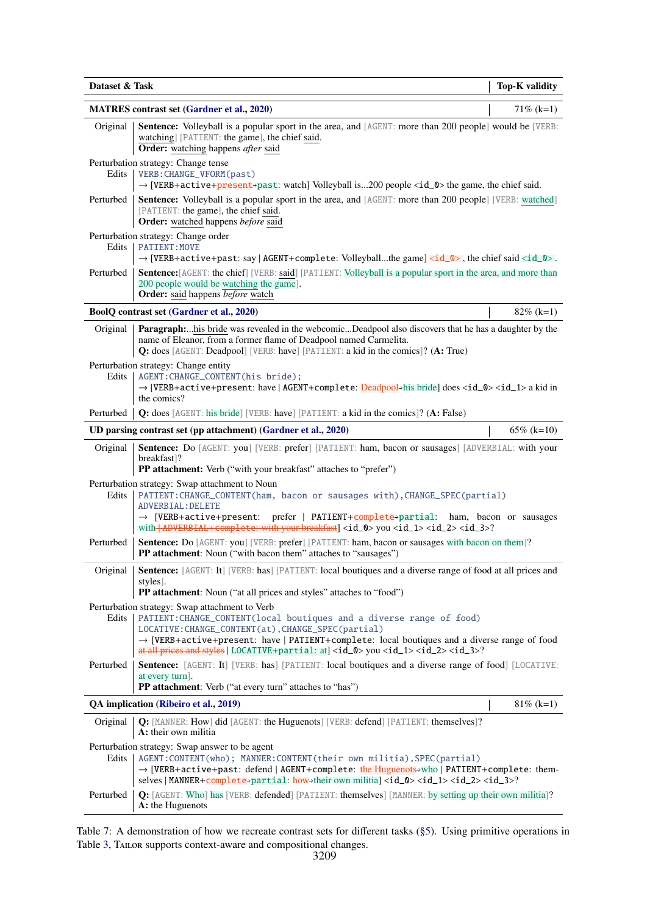| Dataset & Task | | Top-K validity |
|---|---|---|
| **MATRES contrast set** (Gardner et al., 2020) | | 71% (k=1) |
| Original | **Sentence:** Volleyball is a popular sport in the area, and [AGENT: more than 200 people] would be [VERB: watching] [PATIENT: the game], the chief said. **Order:** watching happens *after* said | |
| Perturbation strategy: Change tense | | |
| Edits | VERB:CHANGE_VFORM(past) → [VERB+active+~~present~~→past: watch] Volleyball is...200 people <id_0> the game, the chief said. | |
| Perturbed | **Sentence:** Volleyball is a popular sport in the area, and [AGENT: more than 200 people] [VERB: watched] [PATIENT: the game], the chief said. **Order:** watched happens *before* said | |
| Perturbation strategy: Change order | | |
| Edits | PATIENT:MOVE → [VERB+active+past: say \| AGENT+complete: Volleyball...the game] ~~<id_0>~~, the chief said <id_0>. | |
| Perturbed | **Sentence:**[AGENT: the chief] [VERB: said] [PATIENT: Volleyball is a popular sport in the area, and more than 200 people would be watching the game]. **Order:** said happens *before* watch | |
| **BoolQ contrast set** (Gardner et al., 2020) | | 82% (k=1) |
| Original | **Paragraph:**...his bride was revealed in the webcomic...Deadpool also discovers that he has a daughter by the name of Eleanor, from a former flame of Deadpool named Carmelita. **Q:** does [AGENT: Deadpool] [VERB: have] [PATIENT: a kid in the comics]? (**A:** True) | |
| Perturbation strategy: Change entity | | |
| Edits | AGENT:CHANGE_CONTENT(his bride); → [VERB+active+present: have \| AGENT+complete: ~~Deadpool~~→his bride] does <id_0> <id_1> a kid in the comics? | |
| Perturbed | **Q:** does [AGENT: his bride] [VERB: have] [PATIENT: a kid in the comics]? (**A:** False) | |
| **UD parsing contrast set (pp attachment)** (Gardner et al., 2020) | | 65% (k=10) |
| Original | **Sentence:** Do [AGENT: you] [VERB: prefer] [PATIENT: ham, bacon or sausages] [ADVERBIAL: with your breakfast]? **PP attachment:** Verb ("with your breakfast" attaches to "prefer") | |
| Perturbation strategy: Swap attachment to Noun | | |
| Edits | PATIENT:CHANGE_CONTENT(ham, bacon or sausages with),CHANGE_SPEC(partial) ADVERBIAL:DELETE → [VERB+active+present: prefer \| PATIENT+~~complete~~→partial: ham, bacon or sausages with ~~\| ADVERBIAL+complete: with your breakfast~~] <id_0> you <id_1> <id_2> <id_3>? | |
| Perturbed | **Sentence:** Do [AGENT: you] [VERB: prefer] [PATIENT: ham, bacon or sausages with bacon on them]? **PP attachment**: Noun ("with bacon them" attaches to "sausages") | |
| Original | **Sentence:** [AGENT: It] [VERB: has] [PATIENT: local boutiques and a diverse range of food at all prices and styles]. **PP attachment**: Noun ("at all prices and styles" attaches to "food") | |
| Perturbation strategy: Swap attachment to Verb | | |
| Edits | PATIENT:CHANGE_CONTENT(local boutiques and a diverse range of food) LOCATIVE:CHANGE_CONTENT(at),CHANGE_SPEC(partial) → [VERB+active+present: have \| PATIENT+complete: local boutiques and a diverse range of food ~~at all prices and styles~~ \| LOCATIVE+partial: at] <id_0> you <id_1> <id_2> <id_3>? | |
| Perturbed | **Sentence:** [AGENT: It] [VERB: has] [PATIENT: local boutiques and a diverse range of food] [LOCATIVE: at every turn]. **PP attachment**: Verb ("at every turn" attaches to "has") | |
| **QA implication** (Ribeiro et al., 2019) | | 81% (k=1) |
| Original | **Q:** [MANNER: How] did [AGENT: the Huguenots] [VERB: defend] [PATIENT: themselves]? **A:** their own militia | |
| Perturbation strategy: Swap answer to be agent | | |
| Edits | AGENT:CONTENT(who); MANNER:CONTENT(their own militia),SPEC(partial) → [VERB+active+past: defend \| AGENT+complete: ~~the Huguenots~~→who \| PATIENT+complete: themselves \| MANNER+~~complete~~→partial: ~~how~~→their own militia] <id_0> <id_1> <id_2> <id_3>? | |
| Perturbed | **Q:** [AGENT: Who] has [VERB: defended] [PATIENT: themselves] [MANNER: by setting up their own militia]? **A:** the Huguenots | |

Table 7: A demonstration of how we recreate contrast sets for different tasks (§5). Using primitive operations in Table 3, TAILOR supports context-aware and compositional changes.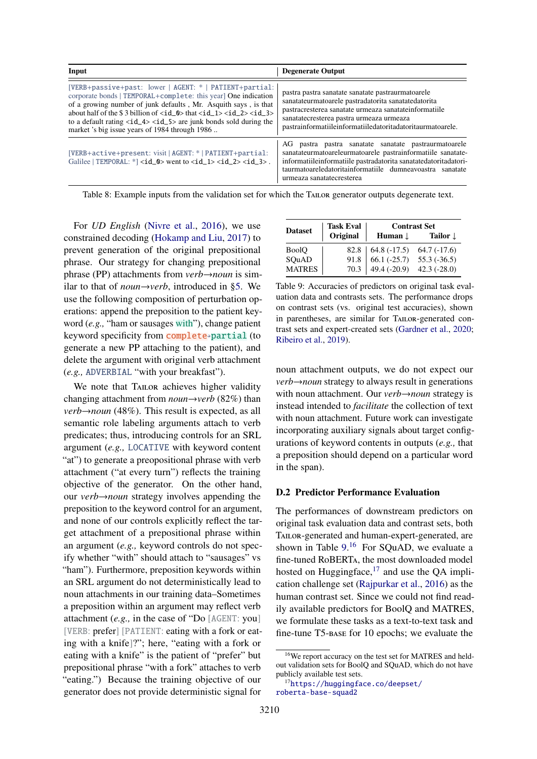| Input | Degenerate Output |
|---|---|
| [VERB+passive+past: lower \| AGENT: * \| PATIENT+partial: corporate bonds \| TEMPORAL+complete: this year] One indication of a growing number of junk defaults , Mr. Asquith says , is that about half of the $ 3 billion of <id_0> that <id_1> <id_2> <id_3> to a default rating <id_4> <id_5> are junk bonds sold during the market 's big issue years of 1984 through 1986 .. | pastra pastra sanatate sanatate pastraurmatoarele sanatateurmatoarele pastradatorita sanatatedatorita pastracresterea sanatate urmeaza sanatateinformatiile sanatatecresterea pastra urmeaza urmeaza pastrainformatiileinformatiiledatoritadatoritaurmatoarele. |
| [VERB+active+present: visit \| AGENT: * \| PATIENT+partial: Galilee \| TEMPORAL: *] <id_0> went to <id_1> <id_2> <id_3> . | AG pastra pastra sanatate sanatate pastraurmatoarele sanatateurmatoareleurmatoarele pastrainformatiile sanatate-informatiileinformatiile pastradatorita sanatatedatoritadatori-taurmatoareledatoritainformatiile dumneavoastra sanatate urmeaza sanatatecresterea |

Table 8: Example inputs from the validation set for which the TAILOR generator outputs degenerate text.

For *UD English* (Nivre et al., 2016), we use constrained decoding (Hokamp and Liu, 2017) to prevent generation of the original prepositional phrase. Our strategy for changing prepositional phrase (PP) attachments from *verb*→*noun* is similar to that of *noun*→*verb*, introduced in §5. We use the following composition of perturbation operations: append the preposition to the patient keyword (*e.g.,* "ham or sausages with"), change patient keyword specificity from complete→partial (to generate a new PP attaching to the patient), and delete the argument with original verb attachment (*e.g.,* ADVERBIAL "with your breakfast").

We note that TAILOR achieves higher validity changing attachment from *noun*→*verb* (82%) than *verb*→*noun* (48%). This result is expected, as all semantic role labeling arguments attach to verb predicates; thus, introducing controls for an SRL argument (*e.g.,* LOCATIVE with keyword content "at") to generate a preopositional phrase with verb attachment ("at every turn") reflects the training objective of the generator. On the other hand, our *verb*→*noun* strategy involves appending the preposition to the keyword control for an argument, and none of our controls explicitly reflect the target attachment of a prepositional phrase within an argument (*e.g.,* keyword controls do not specify whether "with" should attach to "sausages" vs "ham"). Furthermore, preposition keywords within an SRL argument do not deterministically lead to noun attachments in our training data–Sometimes a preposition within an argument may reflect verb attachment (*e.g.,* in the case of "Do [AGENT: you] [VERB: prefer] [PATIENT: eating with a fork or eating with a knife]?"; here, "eating with a fork or eating with a knife" is the patient of "prefer" but prepositional phrase "with a fork" attaches to verb "eating.") Because the training objective of our generator does not provide deterministic signal for noun attachment outputs, we do not expect our *verb*→*noun* strategy to always result in generations with noun attachment. Our *verb*→*noun* strategy is instead intended to *facilitate* the collection of text with noun attachment. Future work can investigate incorporating auxiliary signals about target configurations of keyword contents in outputs (*e.g.,* that a preposition should depend on a particular word in the span).

| Dataset | Task Eval Original | Contrast Set Human ↓ | Contrast Set Tailor ↓ |
|---|---|---|---|
| BoolQ | 82.8 | 64.8 (-17.5) | 64.7 (-17.6) |
| SQuAD | 91.8 | 66.1 (-25.7) | 55.3 (-36.5) |
| MATRES | 70.3 | 49.4 (-20.9) | 42.3 (-28.0) |

Table 9: Accuracies of predictors on original task evaluation data and contrasts sets. The performance drops on contrast sets (vs. original test accuracies), shown in parentheses, are similar for TAILOR-generated contrast sets and expert-created sets (Gardner et al., 2020; Ribeiro et al., 2019).

### D.2 Predictor Performance Evaluation

The performances of downstream predictors on original task evaluation data and contrast sets, both TAILOR-generated and human-expert-generated, are shown in Table 9.[16] For SQuAD, we evaluate a fine-tuned RoBERTa, the most downloaded model hosted on Huggingface,[17] and use the QA implication challenge set (Rajpurkar et al., 2016) as the human contrast set. Since we could not find readily available predictors for BoolQ and MATRES, we formulate these tasks as a text-to-text task and fine-tune T5-BASE for 10 epochs; we evaluate the

[16] We report accuracy on the test set for MATRES and held-out validation sets for BoolQ and SQuAD, which do not have publicly available test sets.

[17] https://huggingface.co/deepset/roberta-base-squad2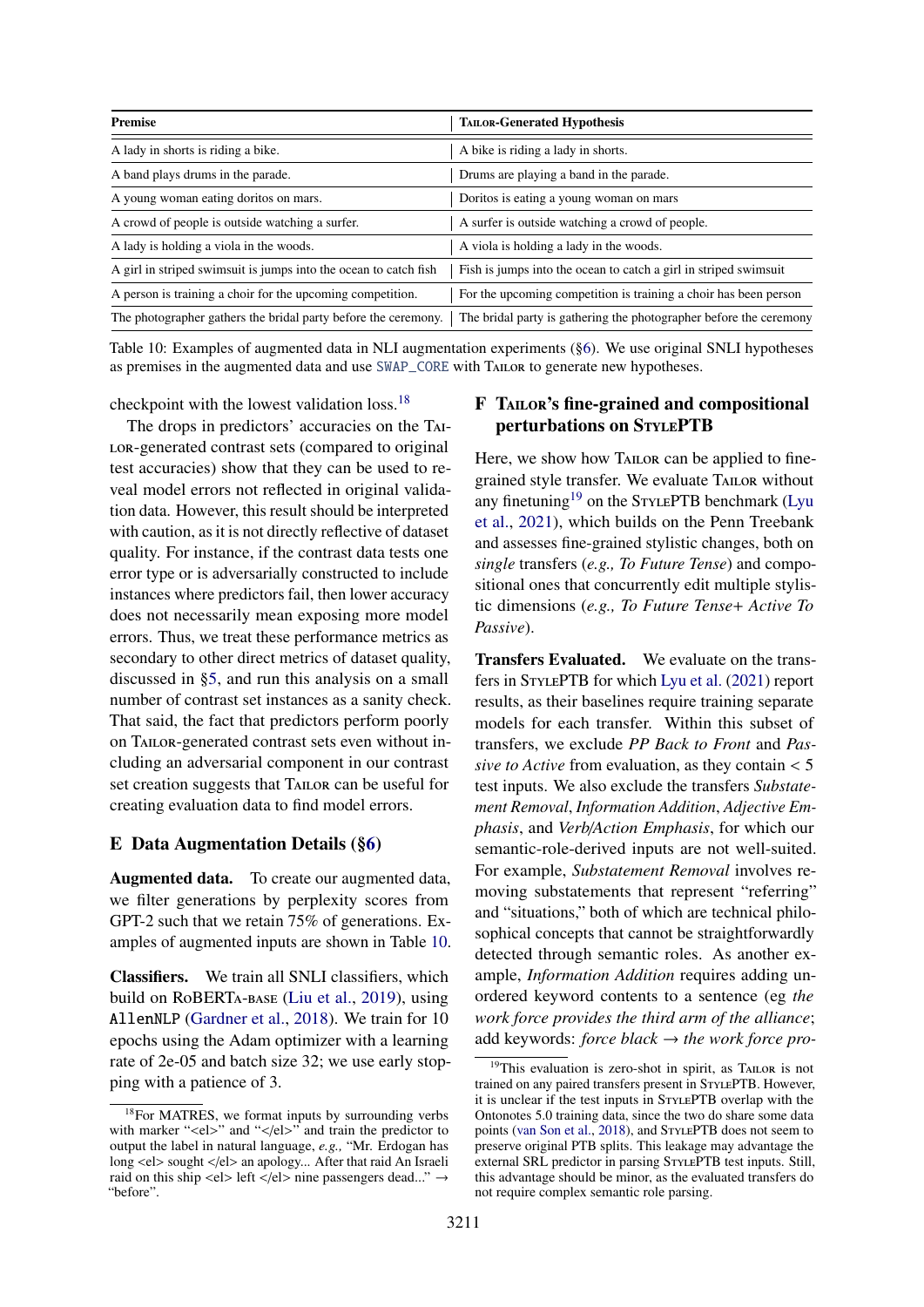| Premise | Tailor-Generated Hypothesis |
|---|---|
| A lady in shorts is riding a bike. | A bike is riding a lady in shorts. |
| A band plays drums in the parade. | Drums are playing a band in the parade. |
| A young woman eating doritos on mars. | Doritos is eating a young woman on mars |
| A crowd of people is outside watching a surfer. | A surfer is outside watching a crowd of people. |
| A lady is holding a viola in the woods. | A viola is holding a lady in the woods. |
| A girl in striped swimsuit is jumps into the ocean to catch fish | Fish is jumps into the ocean to catch a girl in striped swimsuit |
| A person is training a choir for the upcoming competition. | For the upcoming competition is training a choir has been person |
| The photographer gathers the bridal party before the ceremony. | The bridal party is gathering the photographer before the ceremony |

Table 10: Examples of augmented data in NLI augmentation experiments (§6). We use original SNLI hypotheses as premises in the augmented data and use `SWAP_CORE` with Tailor to generate new hypotheses.

checkpoint with the lowest validation loss.[18]

The drops in predictors' accuracies on the Tailor-generated contrast sets (compared to original test accuracies) show that they can be used to reveal model errors not reflected in original validation data. However, this result should be interpreted with caution, as it is not directly reflective of dataset quality. For instance, if the contrast data tests one error type or is adversarially constructed to include instances where predictors fail, then lower accuracy does not necessarily mean exposing more model errors. Thus, we treat these performance metrics as secondary to other direct metrics of dataset quality, discussed in §5, and run this analysis on a small number of contrast set instances as a sanity check. That said, the fact that predictors perform poorly on Tailor-generated contrast sets even without including an adversarial component in our contrast set creation suggests that Tailor can be useful for creating evaluation data to find model errors.

## E Data Augmentation Details (§6)

**Augmented data.** To create our augmented data, we filter generations by perplexity scores from GPT-2 such that we retain 75% of generations. Examples of augmented inputs are shown in Table 10.

**Classifiers.** We train all SNLI classifiers, which build on RoBERTa-base (Liu et al., 2019), using `AllenNLP` (Gardner et al., 2018). We train for 10 epochs using the Adam optimizer with a learning rate of 2e-05 and batch size 32; we use early stopping with a patience of 3.

[18] For MATRES, we format inputs by surrounding verbs with marker "<el>" and "</el>" and train the predictor to output the label in natural language, *e.g.,* "Mr. Erdogan has long <el> sought </el> an apology... After that raid An Israeli raid on this ship <el> left </el> nine passengers dead..." → "before".

## F Tailor's fine-grained and compositional perturbations on StylePTB

Here, we show how Tailor can be applied to fine-grained style transfer. We evaluate Tailor without any finetuning[19] on the StylePTB benchmark (Lyu et al., 2021), which builds on the Penn Treebank and assesses fine-grained stylistic changes, both on *single* transfers (*e.g., To Future Tense*) and compositional ones that concurrently edit multiple stylistic dimensions (*e.g., To Future Tense+ Active To Passive*).

**Transfers Evaluated.** We evaluate on the transfers in StylePTB for which Lyu et al. (2021) report results, as their baselines require training separate models for each transfer. Within this subset of transfers, we exclude *PP Back to Front* and *Passive to Active* from evaluation, as they contain < 5 test inputs. We also exclude the transfers *Substatement Removal*, *Information Addition*, *Adjective Emphasis*, and *Verb/Action Emphasis*, for which our semantic-role-derived inputs are not well-suited. For example, *Substatement Removal* involves removing substatements that represent "referring" and "situations," both of which are technical philosophical concepts that cannot be straightforwardly detected through semantic roles. As another example, *Information Addition* requires adding unordered keyword contents to a sentence (eg *the work force provides the third arm of the alliance*; add keywords: *force black → the work force pro-*

[19] This evaluation is zero-shot in spirit, as Tailor is not trained on any paired transfers present in StylePTB. However, it is unclear if the test inputs in StylePTB overlap with the Ontonotes 5.0 training data, since the two do share some data points (van Son et al., 2018), and StylePTB does not seem to preserve original PTB splits. This leakage may advantage the external SRL predictor in parsing StylePTB test inputs. Still, this advantage should be minor, as the evaluated transfers do not require complex semantic role parsing.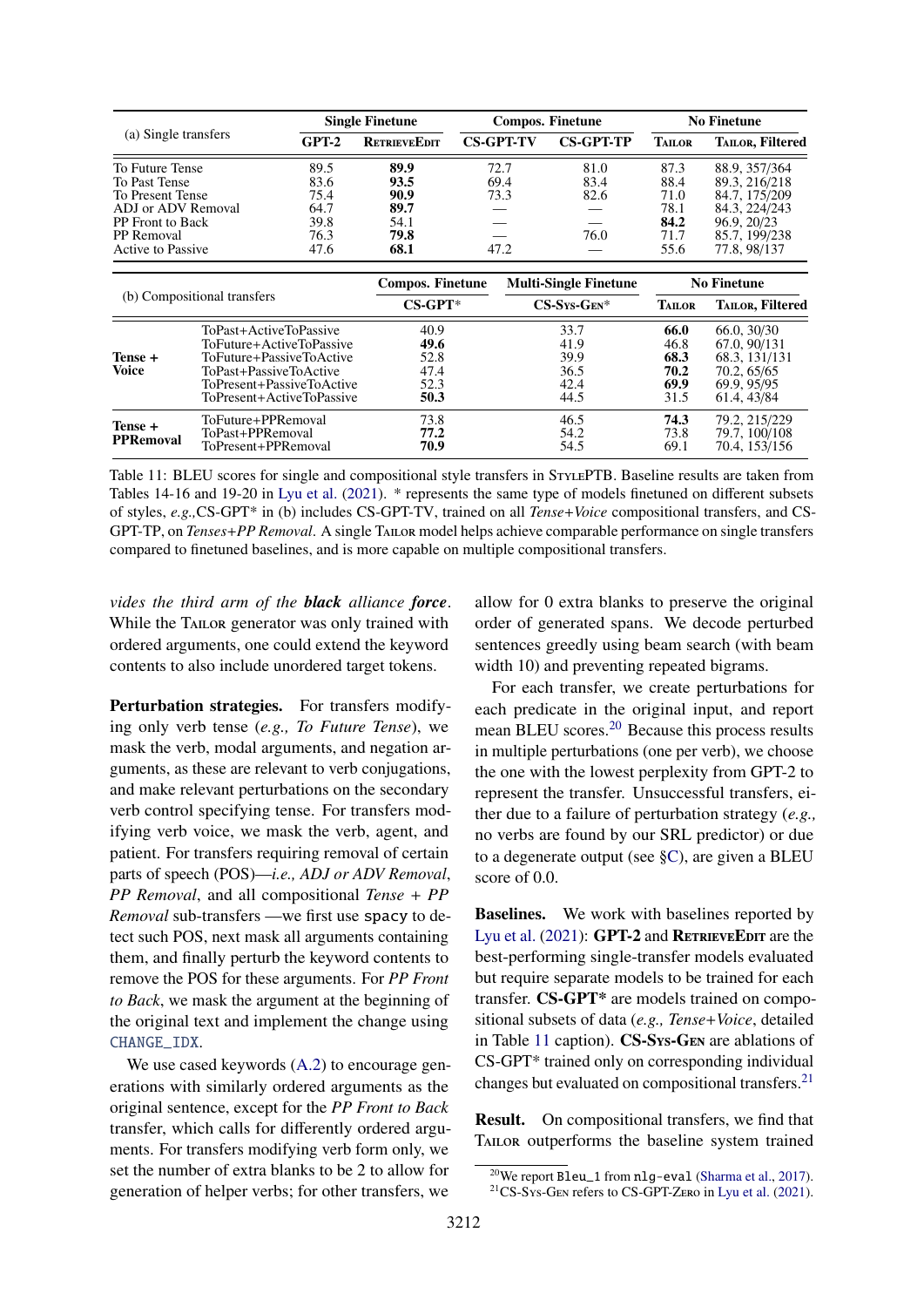| (a) Single transfers | Single Finetune | | Compos. Finetune | | No Finetune | |
|---|---|---|---|---|---|---|
| | GPT-2 | RetrieveEdit | CS-GPT-TV | CS-GPT-TP | Tailor | Tailor, Filtered |
| To Future Tense | 89.5 | **89.9** | 72.7 | 81.0 | 87.3 | 88.9, 357/364 |
| To Past Tense | 83.6 | **93.5** | 69.4 | 83.4 | 88.4 | 89.3, 216/218 |
| To Present Tense | 75.4 | **90.9** | 73.3 | 82.6 | 71.0 | 84.7, 175/209 |
| ADJ or ADV Removal | 64.7 | **89.7** | — | — | 78.1 | 84.3, 224/243 |
| PP Front to Back | 39.8 | 54.1 | — | — | **84.2** | 96.9, 20/23 |
| PP Removal | 76.3 | **79.8** | — | 76.0 | 71.7 | 85.7, 199/238 |
| Active to Passive | 47.6 | **68.1** | 47.2 | — | 55.6 | 77.8, 98/137 |

| (b) Compositional transfers | | Compos. Finetune | Multi-Single Finetune | No Finetune | |
|---|---|---|---|---|---|
| | | CS-GPT* | CS-Sys-Gen* | Tailor | Tailor, Filtered |
| **Tense + Voice** | ToPast+ActiveToPassive | 40.9 | 33.7 | **66.0** | 66.0, 30/30 |
| | ToFuture+ActiveToPassive | **49.6** | 41.9 | 46.8 | 67.0, 90/131 |
| | ToFuture+PassiveToActive | 52.8 | 39.9 | **68.3** | 68.3, 131/131 |
| | ToPast+PassiveToActive | 47.4 | 36.5 | **70.2** | 70.2, 65/65 |
| | ToPresent+PassiveToActive | 52.3 | 42.4 | **69.9** | 69.9, 95/95 |
| | ToPresent+ActiveToPassive | **50.3** | 44.5 | 31.5 | 61.4, 43/84 |
| **Tense + PPRemoval** | ToFuture+PPRemoval | 73.8 | 46.5 | **74.3** | 79.2, 215/229 |
| | ToPast+PPRemoval | **77.2** | 54.2 | 73.8 | 79.7, 100/108 |
| | ToPresent+PPRemoval | **70.9** | 54.5 | 69.1 | 70.4, 153/156 |

Table 11: BLEU scores for single and compositional style transfers in StylePTB. Baseline results are taken from Tables 14-16 and 19-20 in Lyu et al. (2021). * represents the same type of models finetuned on different subsets of styles, *e.g.,*CS-GPT* in (b) includes CS-GPT-TV, trained on all *Tense+Voice* compositional transfers, and CS-GPT-TP, on *Tenses+PP Removal*. A single Tailor model helps achieve comparable performance on single transfers compared to finetuned baselines, and is more capable on multiple compositional transfers.

*vides the third arm of the **black** alliance **force***. While the Tailor generator was only trained with ordered arguments, one could extend the keyword contents to also include unordered target tokens.

**Perturbation strategies.** For transfers modifying only verb tense (*e.g., To Future Tense*), we mask the verb, modal arguments, and negation arguments, as these are relevant to verb conjugations, and make relevant perturbations on the secondary verb control specifying tense. For transfers modifying verb voice, we mask the verb, agent, and patient. For transfers requiring removal of certain parts of speech (POS)—*i.e., ADJ or ADV Removal*, *PP Removal*, and all compositional *Tense + PP Removal* sub-transfers —we first use `spacy` to detect such POS, next mask all arguments containing them, and finally perturb the keyword contents to remove the POS for these arguments. For *PP Front to Back*, we mask the argument at the beginning of the original text and implement the change using `CHANGE_IDX`.

We use cased keywords (A.2) to encourage generations with similarly ordered arguments as the original sentence, except for the *PP Front to Back* transfer, which calls for differently ordered arguments. For transfers modifying verb form only, we set the number of extra blanks to be 2 to allow for generation of helper verbs; for other transfers, we allow for 0 extra blanks to preserve the original order of generated spans. We decode perturbed sentences greedly using beam search (with beam width 10) and preventing repeated bigrams.

For each transfer, we create perturbations for each predicate in the original input, and report mean BLEU scores.[20] Because this process results in multiple perturbations (one per verb), we choose the one with the lowest perplexity from GPT-2 to represent the transfer. Unsuccessful transfers, either due to a failure of perturbation strategy (*e.g.,* no verbs are found by our SRL predictor) or due to a degenerate output (see §C), are given a BLEU score of 0.0.

**Baselines.** We work with baselines reported by Lyu et al. (2021): **GPT-2** and **RetrieveEdit** are the best-performing single-transfer models evaluated but require separate models to be trained for each transfer. **CS-GPT*** are models trained on compositional subsets of data (*e.g., Tense+Voice*, detailed in Table 11 caption). **CS-Sys-Gen** are ablations of CS-GPT* trained only on corresponding individual changes but evaluated on compositional transfers.[21]

**Result.** On compositional transfers, we find that Tailor outperforms the baseline system trained

[20] We report `Bleu_1` from `nlg-eval` (Sharma et al., 2017).
[21] CS-Sys-Gen refers to CS-GPT-Zero in Lyu et al. (2021).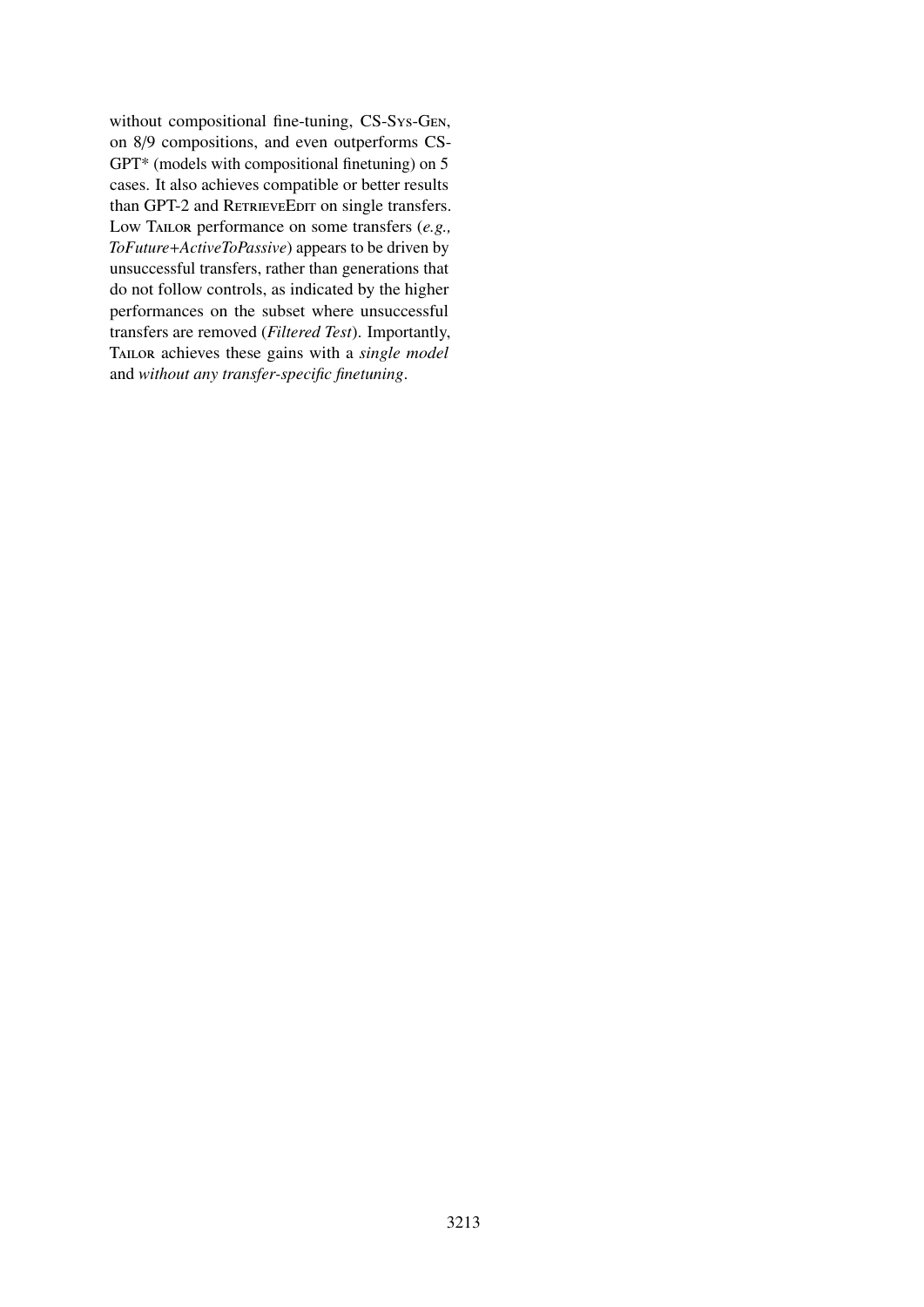without compositional fine-tuning, CS-Sys-Gen, on 8/9 compositions, and even outperforms CS-GPT* (models with compositional finetuning) on 5 cases. It also achieves compatible or better results than GPT-2 and RetrieveEdit on single transfers. Low Tailor performance on some transfers (*e.g., ToFuture+ActiveToPassive*) appears to be driven by unsuccessful transfers, rather than generations that do not follow controls, as indicated by the higher performances on the subset where unsuccessful transfers are removed (*Filtered Test*). Importantly, Tailor achieves these gains with a *single model* and *without any transfer-specific finetuning*.